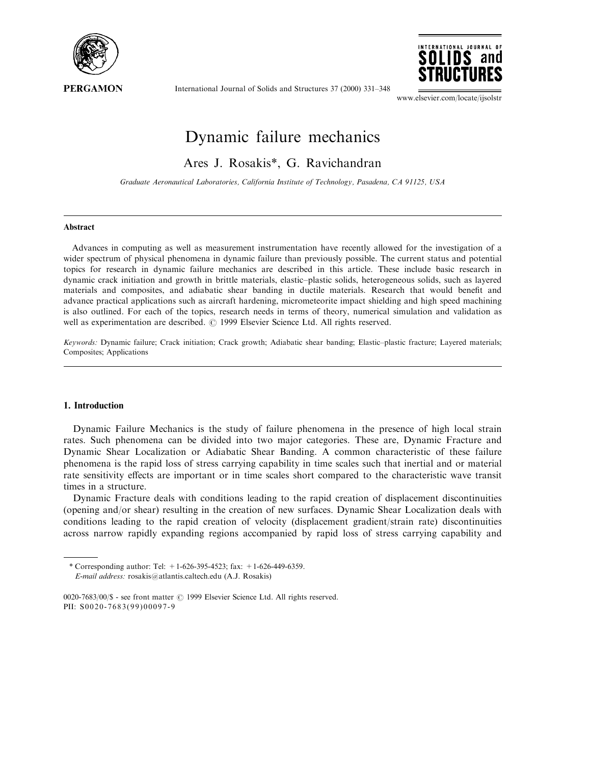# Dynamic failure mechanics

Ares J. Rosakis*, G. Ravichandran

*Graduate Aeronautical Laboratories, California Institute of Technology, Pasadena, CA 91125, USA*

---

## Abstract

Advances in computing as well as measurement instrumentation have recently allowed for the investigation of a wider spectrum of physical phenomena in dynamic failure than previously possible. The current status and potential topics for research in dynamic failure mechanics are described in this article. These include basic research in dynamic crack initiation and growth in brittle materials, elastic–plastic solids, heterogeneous solids, such as layered materials and composites, and adiabatic shear banding in ductile materials. Research that would benefit and advance practical applications such as aircraft hardening, micrometeorite impact shielding and high speed machining is also outlined. For each of the topics, research needs in terms of theory, numerical simulation and validation as well as experimentation are described. © 1999 Elsevier Science Ltd. All rights reserved.

*Keywords:* Dynamic failure; Crack initiation; Crack growth; Adiabatic shear banding; Elastic–plastic fracture; Layered materials; Composites; Applications

---

## 1. Introduction

Dynamic Failure Mechanics is the study of failure phenomena in the presence of high local strain rates. Such phenomena can be divided into two major categories. These are, Dynamic Fracture and Dynamic Shear Localization or Adiabatic Shear Banding. A common characteristic of these failure phenomena is the rapid loss of stress carrying capability in time scales such that inertial and or material rate sensitivity effects are important or in time scales short compared to the characteristic wave transit times in a structure.

Dynamic Fracture deals with conditions leading to the rapid creation of displacement discontinuities (opening and/or shear) resulting in the creation of new surfaces. Dynamic Shear Localization deals with conditions leading to the rapid creation of velocity (displacement gradient/strain rate) discontinuities across narrow rapidly expanding regions accompanied by rapid loss of stress carrying capability and

---

\* Corresponding author: Tel: +1-626-395-4523; fax: +1-626-449-6359.
*E-mail address:* rosakis@atlantis.caltech.edu (A.J. Rosakis)

0020-7683/00/$ - see front matter © 1999 Elsevier Science Ltd. All rights reserved.
PII: S0020-7683(99)00097-9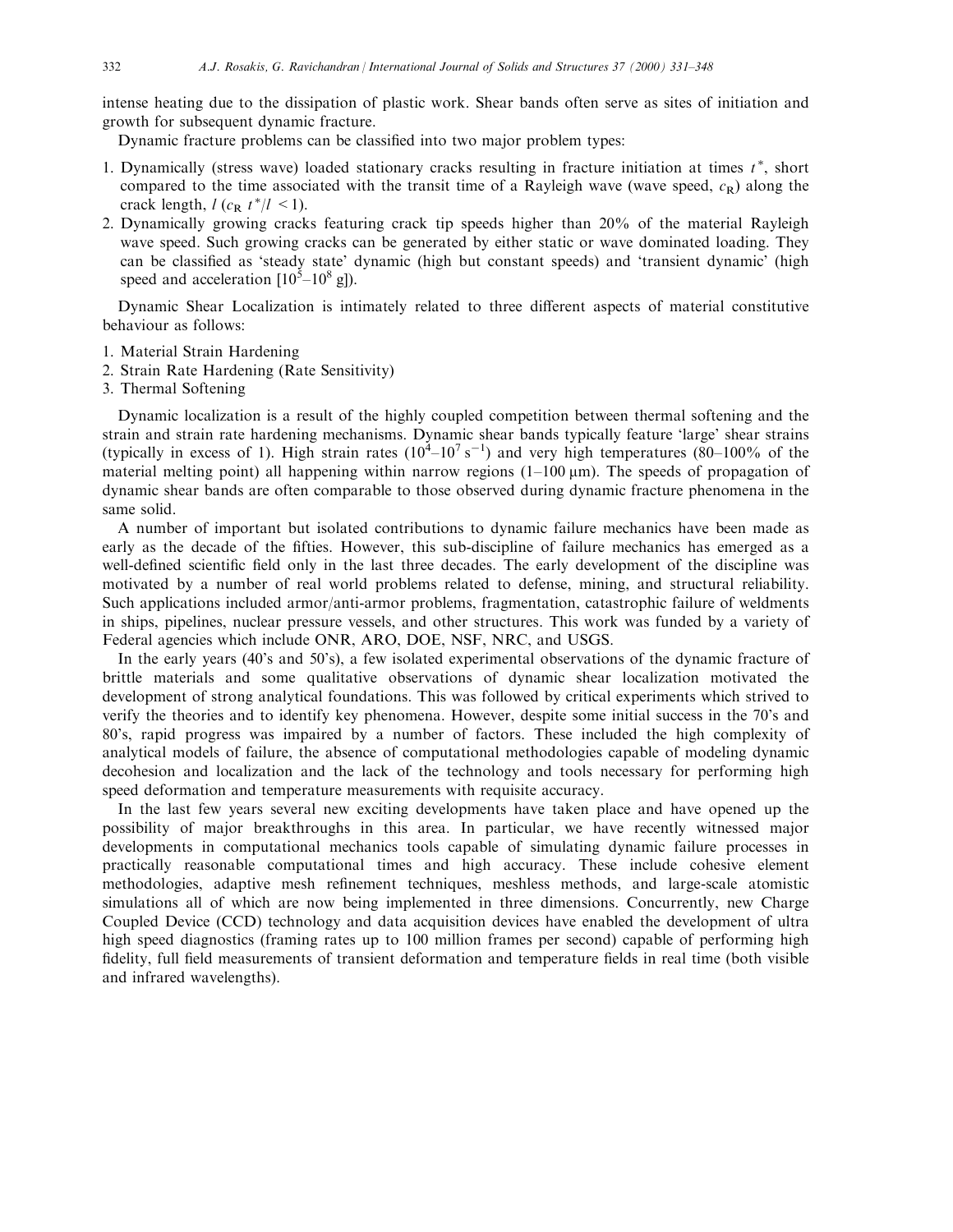intense heating due to the dissipation of plastic work. Shear bands often serve as sites of initiation and growth for subsequent dynamic fracture.

Dynamic fracture problems can be classified into two major problem types:

1. Dynamically (stress wave) loaded stationary cracks resulting in fracture initiation at times $t^*$, short compared to the time associated with the transit time of a Rayleigh wave (wave speed, $c_R$) along the crack length, $l$ ($c_R\, t^*/l < 1$).
2. Dynamically growing cracks featuring crack tip speeds higher than 20% of the material Rayleigh wave speed. Such growing cracks can be generated by either static or wave dominated loading. They can be classified as 'steady state' dynamic (high but constant speeds) and 'transient dynamic' (high speed and acceleration [$10^5$–$10^8$ g]).

Dynamic Shear Localization is intimately related to three different aspects of material constitutive behaviour as follows:

1. Material Strain Hardening
2. Strain Rate Hardening (Rate Sensitivity)
3. Thermal Softening

Dynamic localization is a result of the highly coupled competition between thermal softening and the strain and strain rate hardening mechanisms. Dynamic shear bands typically feature 'large' shear strains (typically in excess of 1). High strain rates ($10^4$–$10^7\ \mathrm{s}^{-1}$) and very high temperatures (80–100% of the material melting point) all happening within narrow regions (1–100 μm). The speeds of propagation of dynamic shear bands are often comparable to those observed during dynamic fracture phenomena in the same solid.

A number of important but isolated contributions to dynamic failure mechanics have been made as early as the decade of the fifties. However, this sub-discipline of failure mechanics has emerged as a well-defined scientific field only in the last three decades. The early development of the discipline was motivated by a number of real world problems related to defense, mining, and structural reliability. Such applications included armor/anti-armor problems, fragmentation, catastrophic failure of weldments in ships, pipelines, nuclear pressure vessels, and other structures. This work was funded by a variety of Federal agencies which include ONR, ARO, DOE, NSF, NRC, and USGS.

In the early years (40's and 50's), a few isolated experimental observations of the dynamic fracture of brittle materials and some qualitative observations of dynamic shear localization motivated the development of strong analytical foundations. This was followed by critical experiments which strived to verify the theories and to identify key phenomena. However, despite some initial success in the 70's and 80's, rapid progress was impaired by a number of factors. These included the high complexity of analytical models of failure, the absence of computational methodologies capable of modeling dynamic decohesion and localization and the lack of the technology and tools necessary for performing high speed deformation and temperature measurements with requisite accuracy.

In the last few years several new exciting developments have taken place and have opened up the possibility of major breakthroughs in this area. In particular, we have recently witnessed major developments in computational mechanics tools capable of simulating dynamic failure processes in practically reasonable computational times and high accuracy. These include cohesive element methodologies, adaptive mesh refinement techniques, meshless methods, and large-scale atomistic simulations all of which are now being implemented in three dimensions. Concurrently, new Charge Coupled Device (CCD) technology and data acquisition devices have enabled the development of ultra high speed diagnostics (framing rates up to 100 million frames per second) capable of performing high fidelity, full field measurements of transient deformation and temperature fields in real time (both visible and infrared wavelengths).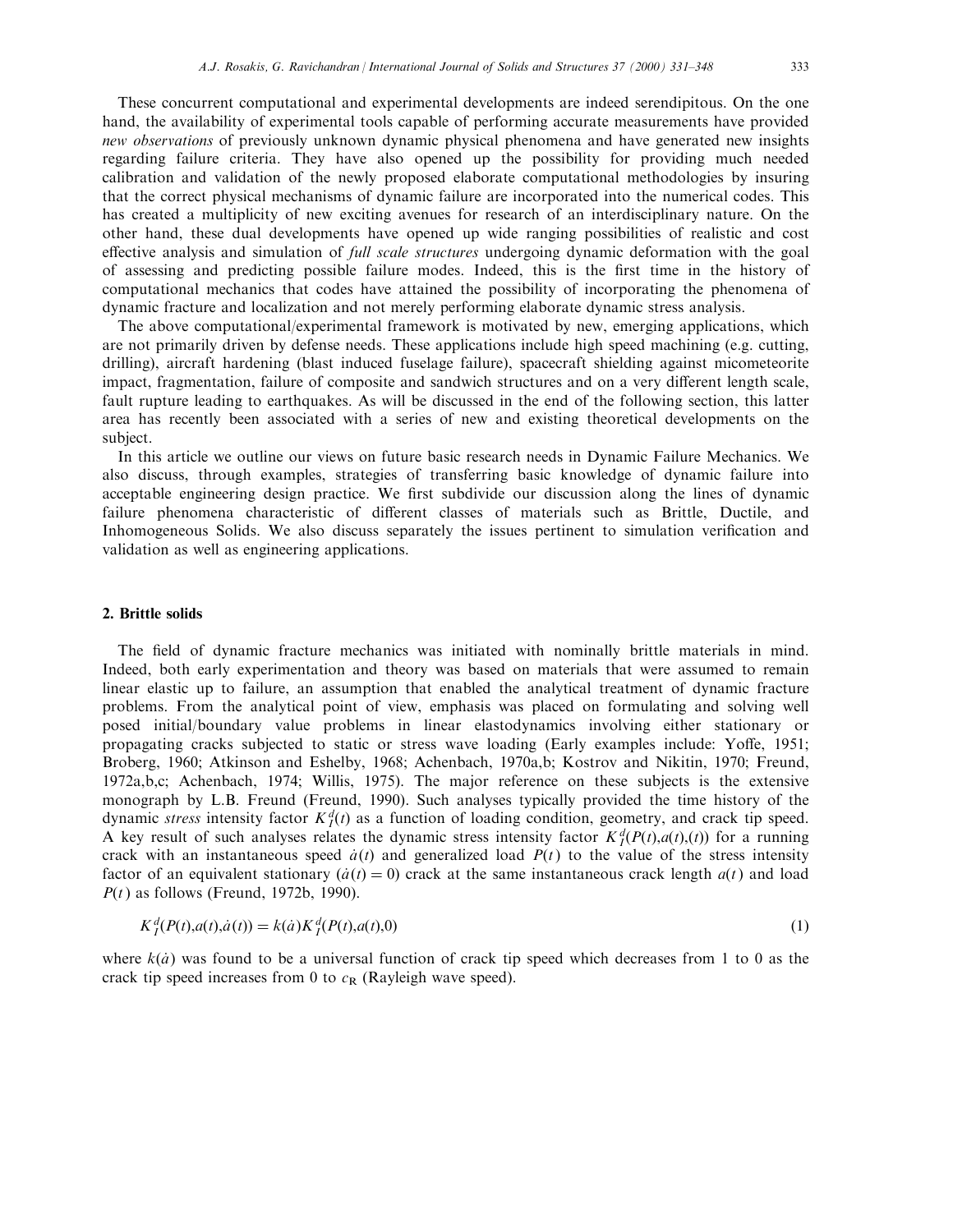These concurrent computational and experimental developments are indeed serendipitous. On the one hand, the availability of experimental tools capable of performing accurate measurements have provided *new observations* of previously unknown dynamic physical phenomena and have generated new insights regarding failure criteria. They have also opened up the possibility for providing much needed calibration and validation of the newly proposed elaborate computational methodologies by insuring that the correct physical mechanisms of dynamic failure are incorporated into the numerical codes. This has created a multiplicity of new exciting avenues for research of an interdisciplinary nature. On the other hand, these dual developments have opened up wide ranging possibilities of realistic and cost effective analysis and simulation of *full scale structures* undergoing dynamic deformation with the goal of assessing and predicting possible failure modes. Indeed, this is the first time in the history of computational mechanics that codes have attained the possibility of incorporating the phenomena of dynamic fracture and localization and not merely performing elaborate dynamic stress analysis.

The above computational/experimental framework is motivated by new, emerging applications, which are not primarily driven by defense needs. These applications include high speed machining (e.g. cutting, drilling), aircraft hardening (blast induced fuselage failure), spacecraft shielding against micometeorite impact, fragmentation, failure of composite and sandwich structures and on a very different length scale, fault rupture leading to earthquakes. As will be discussed in the end of the following section, this latter area has recently been associated with a series of new and existing theoretical developments on the subject.

In this article we outline our views on future basic research needs in Dynamic Failure Mechanics. We also discuss, through examples, strategies of transferring basic knowledge of dynamic failure into acceptable engineering design practice. We first subdivide our discussion along the lines of dynamic failure phenomena characteristic of different classes of materials such as Brittle, Ductile, and Inhomogeneous Solids. We also discuss separately the issues pertinent to simulation verification and validation as well as engineering applications.

## 2. Brittle solids

The field of dynamic fracture mechanics was initiated with nominally brittle materials in mind. Indeed, both early experimentation and theory was based on materials that were assumed to remain linear elastic up to failure, an assumption that enabled the analytical treatment of dynamic fracture problems. From the analytical point of view, emphasis was placed on formulating and solving well posed initial/boundary value problems in linear elastodynamics involving either stationary or propagating cracks subjected to static or stress wave loading (Early examples include: Yoffe, 1951; Broberg, 1960; Atkinson and Eshelby, 1968; Achenbach, 1970a,b; Kostrov and Nikitin, 1970; Freund, 1972a,b,c; Achenbach, 1974; Willis, 1975). The major reference on these subjects is the extensive monograph by L.B. Freund (Freund, 1990). Such analyses typically provided the time history of the dynamic *stress* intensity factor $K_I^d(t)$ as a function of loading condition, geometry, and crack tip speed. A key result of such analyses relates the dynamic stress intensity factor $K_I^d(P(t),a(t),(t))$ for a running crack with an instantaneous speed $\dot{a}(t)$ and generalized load $P(t)$ to the value of the stress intensity factor of an equivalent stationary ($\dot{a}(t) = 0$) crack at the same instantaneous crack length $a(t)$ and load $P(t)$ as follows (Freund, 1972b, 1990).

$$K_I^d(P(t),a(t),\dot{a}(t)) = k(\dot{a})K_I^d(P(t),a(t),0) \tag{1}$$

where $k(\dot{a})$ was found to be a universal function of crack tip speed which decreases from 1 to 0 as the crack tip speed increases from 0 to $c_R$ (Rayleigh wave speed).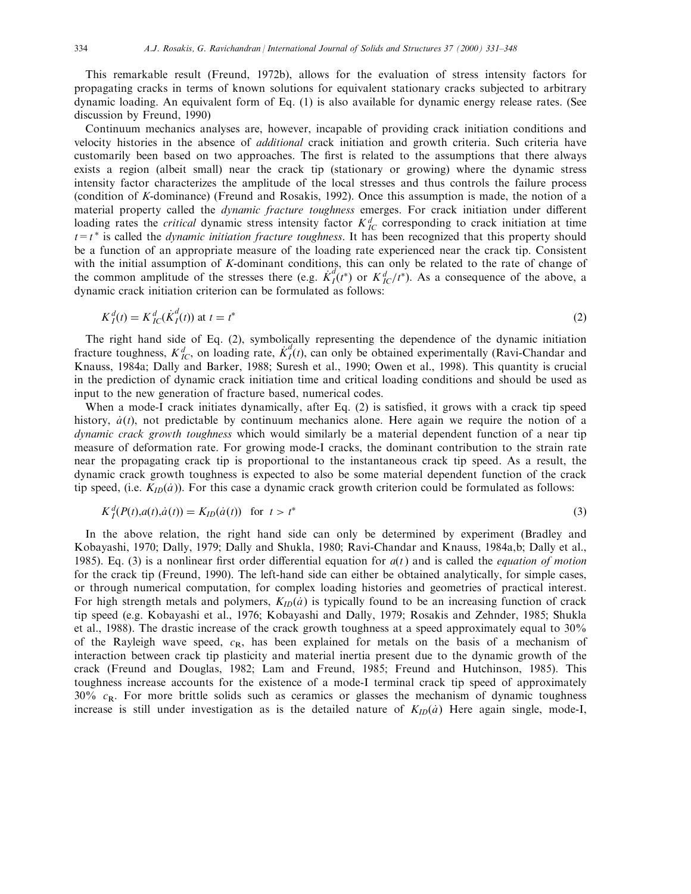This remarkable result (Freund, 1972b), allows for the evaluation of stress intensity factors for propagating cracks in terms of known solutions for equivalent stationary cracks subjected to arbitrary dynamic loading. An equivalent form of Eq. (1) is also available for dynamic energy release rates. (See discussion by Freund, 1990)

Continuum mechanics analyses are, however, incapable of providing crack initiation conditions and velocity histories in the absence of *additional* crack initiation and growth criteria. Such criteria have customarily been based on two approaches. The first is related to the assumptions that there always exists a region (albeit small) near the crack tip (stationary or growing) where the dynamic stress intensity factor characterizes the amplitude of the local stresses and thus controls the failure process (condition of $K$-dominance) (Freund and Rosakis, 1992). Once this assumption is made, the notion of a material property called the *dynamic fracture toughness* emerges. For crack initiation under different loading rates the *critical* dynamic stress intensity factor $K_{IC}^{d}$ corresponding to crack initiation at time $t = t^*$ is called the *dynamic initiation fracture toughness*. It has been recognized that this property should be a function of an appropriate measure of the loading rate experienced near the crack tip. Consistent with the initial assumption of $K$-dominant conditions, this can only be related to the rate of change of the common amplitude of the stresses there (e.g. $\dot{K}_{I}^{d}(t^*)$ or $K_{IC}^{d}/t^*$). As a consequence of the above, a dynamic crack initiation criterion can be formulated as follows:

$$K_{I}^{d}(t) = K_{IC}^{d}(\dot{K}_{I}^{d}(t)) \text{ at } t = t^* \tag{2}$$

The right hand side of Eq. (2), symbolically representing the dependence of the dynamic initiation fracture toughness, $K_{IC}^{d}$, on loading rate, $\dot{K}_{I}^{d}(t)$, can only be obtained experimentally (Ravi-Chandar and Knauss, 1984a; Dally and Barker, 1988; Suresh et al., 1990; Owen et al., 1998). This quantity is crucial in the prediction of dynamic crack initiation time and critical loading conditions and should be used as input to the new generation of fracture based, numerical codes.

When a mode-I crack initiates dynamically, after Eq. (2) is satisfied, it grows with a crack tip speed history, $\dot{a}(t)$, not predictable by continuum mechanics alone. Here again we require the notion of a *dynamic crack growth toughness* which would similarly be a material dependent function of a near tip measure of deformation rate. For growing mode-I cracks, the dominant contribution to the strain rate near the propagating crack tip is proportional to the instantaneous crack tip speed. As a result, the dynamic crack growth toughness is expected to also be some material dependent function of the crack tip speed, (i.e. $K_{ID}(\dot{a})$). For this case a dynamic crack growth criterion could be formulated as follows:

$$K_{I}^{d}(P(t), a(t), \dot{a}(t)) = K_{ID}(\dot{a}(t)) \quad \text{for} \quad t > t^* \tag{3}$$

In the above relation, the right hand side can only be determined by experiment (Bradley and Kobayashi, 1970; Dally, 1979; Dally and Shukla, 1980; Ravi-Chandar and Knauss, 1984a,b; Dally et al., 1985). Eq. (3) is a nonlinear first order differential equation for $a(t)$ and is called the *equation of motion* for the crack tip (Freund, 1990). The left-hand side can either be obtained analytically, for simple cases, or through numerical computation, for complex loading histories and geometries of practical interest. For high strength metals and polymers, $K_{ID}(\dot{a})$ is typically found to be an increasing function of crack tip speed (e.g. Kobayashi et al., 1976; Kobayashi and Dally, 1979; Rosakis and Zehnder, 1985; Shukla et al., 1988). The drastic increase of the crack growth toughness at a speed approximately equal to 30% of the Rayleigh wave speed, $c_R$, has been explained for metals on the basis of a mechanism of interaction between crack tip plasticity and material inertia present due to the dynamic growth of the crack (Freund and Douglas, 1982; Lam and Freund, 1985; Freund and Hutchinson, 1985). This toughness increase accounts for the existence of a mode-I terminal crack tip speed of approximately 30% $c_R$. For more brittle solids such as ceramics or glasses the mechanism of dynamic toughness increase is still under investigation as is the detailed nature of $K_{ID}(\dot{a})$ Here again single, mode-I,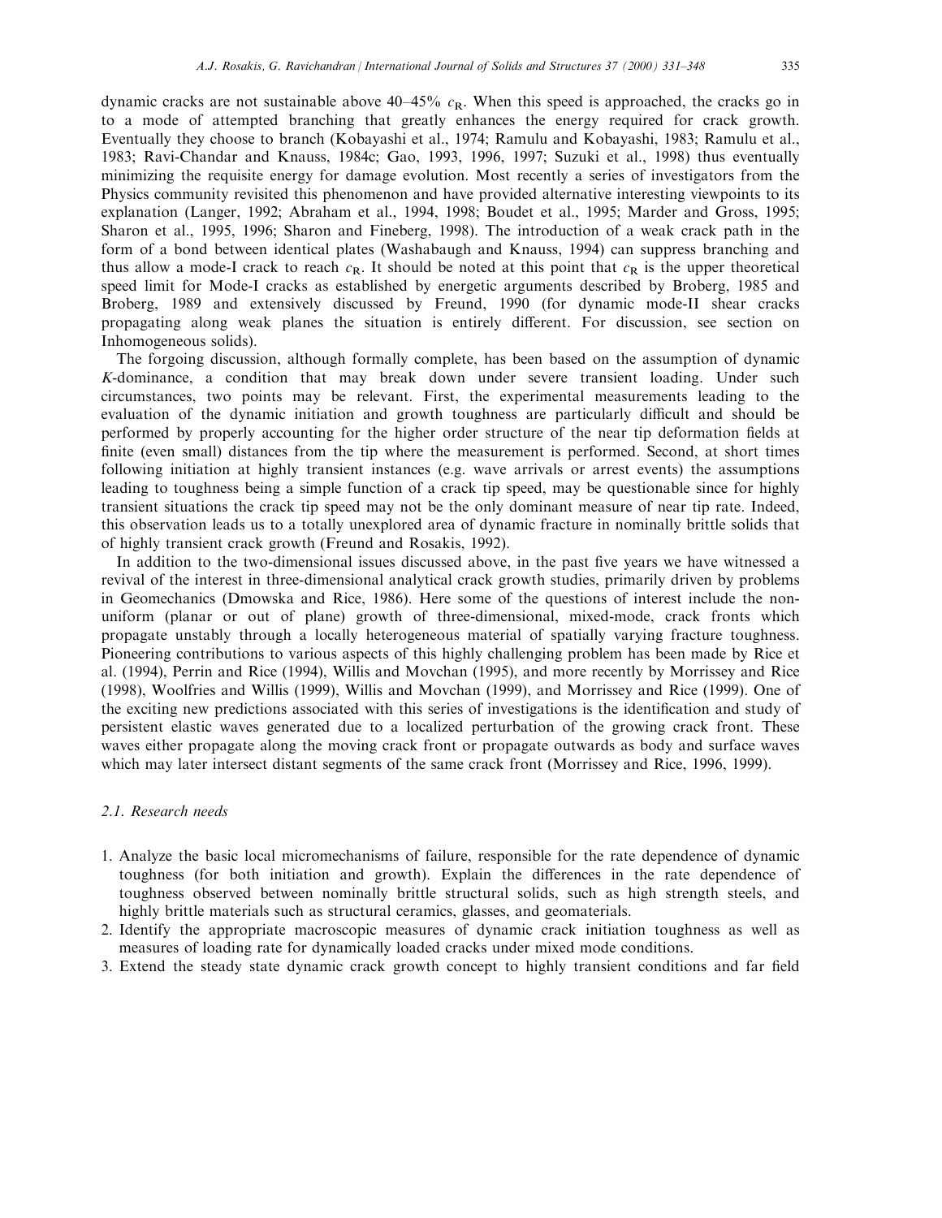dynamic cracks are not sustainable above 40–45% $c_R$. When this speed is approached, the cracks go in to a mode of attempted branching that greatly enhances the energy required for crack growth. Eventually they choose to branch (Kobayashi et al., 1974; Ramulu and Kobayashi, 1983; Ramulu et al., 1983; Ravi-Chandar and Knauss, 1984c; Gao, 1993, 1996, 1997; Suzuki et al., 1998) thus eventually minimizing the requisite energy for damage evolution. Most recently a series of investigators from the Physics community revisited this phenomenon and have provided alternative interesting viewpoints to its explanation (Langer, 1992; Abraham et al., 1994, 1998; Boudet et al., 1995; Marder and Gross, 1995; Sharon et al., 1995, 1996; Sharon and Fineberg, 1998). The introduction of a weak crack path in the form of a bond between identical plates (Washabaugh and Knauss, 1994) can suppress branching and thus allow a mode-I crack to reach $c_R$. It should be noted at this point that $c_R$ is the upper theoretical speed limit for Mode-I cracks as established by energetic arguments described by Broberg, 1985 and Broberg, 1989 and extensively discussed by Freund, 1990 (for dynamic mode-II shear cracks propagating along weak planes the situation is entirely different. For discussion, see section on Inhomogeneous solids).

The forgoing discussion, although formally complete, has been based on the assumption of dynamic *K*-dominance, a condition that may break down under severe transient loading. Under such circumstances, two points may be relevant. First, the experimental measurements leading to the evaluation of the dynamic initiation and growth toughness are particularly difficult and should be performed by properly accounting for the higher order structure of the near tip deformation fields at finite (even small) distances from the tip where the measurement is performed. Second, at short times following initiation at highly transient instances (e.g. wave arrivals or arrest events) the assumptions leading to toughness being a simple function of a crack tip speed, may be questionable since for highly transient situations the crack tip speed may not be the only dominant measure of near tip rate. Indeed, this observation leads us to a totally unexplored area of dynamic fracture in nominally brittle solids that of highly transient crack growth (Freund and Rosakis, 1992).

In addition to the two-dimensional issues discussed above, in the past five years we have witnessed a revival of the interest in three-dimensional analytical crack growth studies, primarily driven by problems in Geomechanics (Dmowska and Rice, 1986). Here some of the questions of interest include the non-uniform (planar or out of plane) growth of three-dimensional, mixed-mode, crack fronts which propagate unstably through a locally heterogeneous material of spatially varying fracture toughness. Pioneering contributions to various aspects of this highly challenging problem has been made by Rice et al. (1994), Perrin and Rice (1994), Willis and Movchan (1995), and more recently by Morrissey and Rice (1998), Woolfries and Willis (1999), Willis and Movchan (1999), and Morrissey and Rice (1999). One of the exciting new predictions associated with this series of investigations is the identification and study of persistent elastic waves generated due to a localized perturbation of the growing crack front. These waves either propagate along the moving crack front or propagate outwards as body and surface waves which may later intersect distant segments of the same crack front (Morrissey and Rice, 1996, 1999).

### 2.1. Research needs

1. Analyze the basic local micromechanisms of failure, responsible for the rate dependence of dynamic toughness (for both initiation and growth). Explain the differences in the rate dependence of toughness observed between nominally brittle structural solids, such as high strength steels, and highly brittle materials such as structural ceramics, glasses, and geomaterials.
2. Identify the appropriate macroscopic measures of dynamic crack initiation toughness as well as measures of loading rate for dynamically loaded cracks under mixed mode conditions.
3. Extend the steady state dynamic crack growth concept to highly transient conditions and far field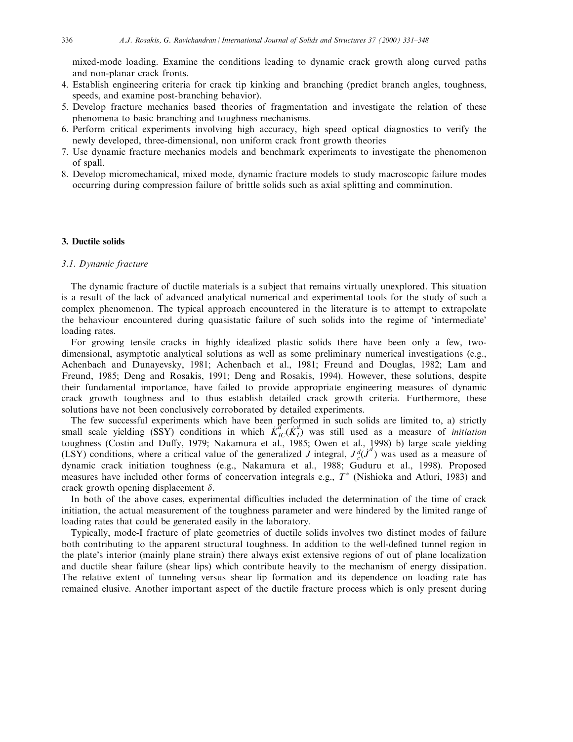mixed-mode loading. Examine the conditions leading to dynamic crack growth along curved paths and non-planar crack fronts.

4. Establish engineering criteria for crack tip kinking and branching (predict branch angles, toughness, speeds, and examine post-branching behavior).
5. Develop fracture mechanics based theories of fragmentation and investigate the relation of these phenomena to basic branching and toughness mechanisms.
6. Perform critical experiments involving high accuracy, high speed optical diagnostics to verify the newly developed, three-dimensional, non uniform crack front growth theories
7. Use dynamic fracture mechanics models and benchmark experiments to investigate the phenomenon of spall.
8. Develop micromechanical, mixed mode, dynamic fracture models to study macroscopic failure modes occurring during compression failure of brittle solids such as axial splitting and comminution.

## 3. Ductile solids

### 3.1. Dynamic fracture

The dynamic fracture of ductile materials is a subject that remains virtually unexplored. This situation is a result of the lack of advanced analytical numerical and experimental tools for the study of such a complex phenomenon. The typical approach encountered in the literature is to attempt to extrapolate the behaviour encountered during quasistatic failure of such solids into the regime of 'intermediate' loading rates.

For growing tensile cracks in highly idealized plastic solids there have been only a few, two-dimensional, asymptotic analytical solutions as well as some preliminary numerical investigations (e.g., Achenbach and Dunayevsky, 1981; Achenbach et al., 1981; Freund and Douglas, 1982; Lam and Freund, 1985; Deng and Rosakis, 1991; Deng and Rosakis, 1994). However, these solutions, despite their fundamental importance, have failed to provide appropriate engineering measures of dynamic crack growth toughness and to thus establish detailed crack growth criteria. Furthermore, these solutions have not been conclusively corroborated by detailed experiments.

The few successful experiments which have been performed in such solids are limited to, a) strictly small scale yielding (SSY) conditions in which $\dot{K}_{IC}^{d}(\dot{K}_{I}^{d})$ was still used as a measure of *initiation* toughness (Costin and Duffy, 1979; Nakamura et al., 1985; Owen et al., 1998) b) large scale yielding (LSY) conditions, where a critical value of the generalized $J$ integral, $J_{c}^{d}(\dot{J}^{d})$ was used as a measure of dynamic crack initiation toughness (e.g., Nakamura et al., 1988; Guduru et al., 1998). Proposed measures have included other forms of concervation integrals e.g., $T^{*}$ (Nishioka and Atluri, 1983) and crack growth opening displacement $\delta$.

In both of the above cases, experimental difficulties included the determination of the time of crack initiation, the actual measurement of the toughness parameter and were hindered by the limited range of loading rates that could be generated easily in the laboratory.

Typically, mode-I fracture of plate geometries of ductile solids involves two distinct modes of failure both contributing to the apparent structural toughness. In addition to the well-defined tunnel region in the plate's interior (mainly plane strain) there always exist extensive regions of out of plane localization and ductile shear failure (shear lips) which contribute heavily to the mechanism of energy dissipation. The relative extent of tunneling versus shear lip formation and its dependence on loading rate has remained elusive. Another important aspect of the ductile fracture process which is only present during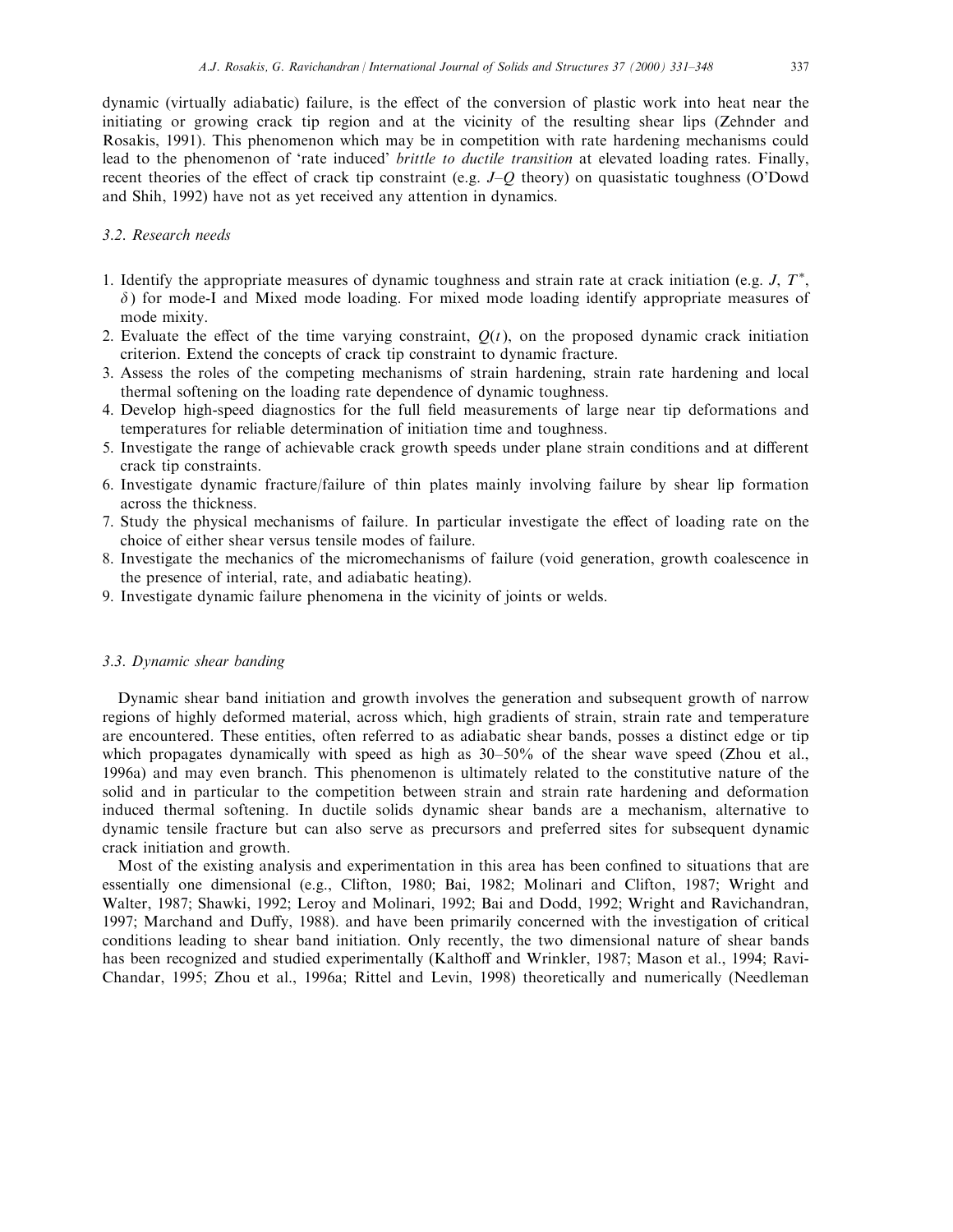dynamic (virtually adiabatic) failure, is the effect of the conversion of plastic work into heat near the initiating or growing crack tip region and at the vicinity of the resulting shear lips (Zehnder and Rosakis, 1991). This phenomenon which may be in competition with rate hardening mechanisms could lead to the phenomenon of 'rate induced' *brittle to ductile transition* at elevated loading rates. Finally, recent theories of the effect of crack tip constraint (e.g. $J$–$Q$ theory) on quasistatic toughness (O'Dowd and Shih, 1992) have not as yet received any attention in dynamics.

### 3.2. Research needs

1. Identify the appropriate measures of dynamic toughness and strain rate at crack initiation (e.g. $J$, $T^*$, $\delta$) for mode-I and Mixed mode loading. For mixed mode loading identify appropriate measures of mode mixity.
2. Evaluate the effect of the time varying constraint, $Q(t)$, on the proposed dynamic crack initiation criterion. Extend the concepts of crack tip constraint to dynamic fracture.
3. Assess the roles of the competing mechanisms of strain hardening, strain rate hardening and local thermal softening on the loading rate dependence of dynamic toughness.
4. Develop high-speed diagnostics for the full field measurements of large near tip deformations and temperatures for reliable determination of initiation time and toughness.
5. Investigate the range of achievable crack growth speeds under plane strain conditions and at different crack tip constraints.
6. Investigate dynamic fracture/failure of thin plates mainly involving failure by shear lip formation across the thickness.
7. Study the physical mechanisms of failure. In particular investigate the effect of loading rate on the choice of either shear versus tensile modes of failure.
8. Investigate the mechanics of the micromechanisms of failure (void generation, growth coalescence in the presence of interial, rate, and adiabatic heating).
9. Investigate dynamic failure phenomena in the vicinity of joints or welds.

### 3.3. Dynamic shear banding

Dynamic shear band initiation and growth involves the generation and subsequent growth of narrow regions of highly deformed material, across which, high gradients of strain, strain rate and temperature are encountered. These entities, often referred to as adiabatic shear bands, posses a distinct edge or tip which propagates dynamically with speed as high as 30–50% of the shear wave speed (Zhou et al., 1996a) and may even branch. This phenomenon is ultimately related to the constitutive nature of the solid and in particular to the competition between strain and strain rate hardening and deformation induced thermal softening. In ductile solids dynamic shear bands are a mechanism, alternative to dynamic tensile fracture but can also serve as precursors and preferred sites for subsequent dynamic crack initiation and growth.

Most of the existing analysis and experimentation in this area has been confined to situations that are essentially one dimensional (e.g., Clifton, 1980; Bai, 1982; Molinari and Clifton, 1987; Wright and Walter, 1987; Shawki, 1992; Leroy and Molinari, 1992; Bai and Dodd, 1992; Wright and Ravichandran, 1997; Marchand and Duffy, 1988). and have been primarily concerned with the investigation of critical conditions leading to shear band initiation. Only recently, the two dimensional nature of shear bands has been recognized and studied experimentally (Kalthoff and Wrinkler, 1987; Mason et al., 1994; Ravi-Chandar, 1995; Zhou et al., 1996a; Rittel and Levin, 1998) theoretically and numerically (Needleman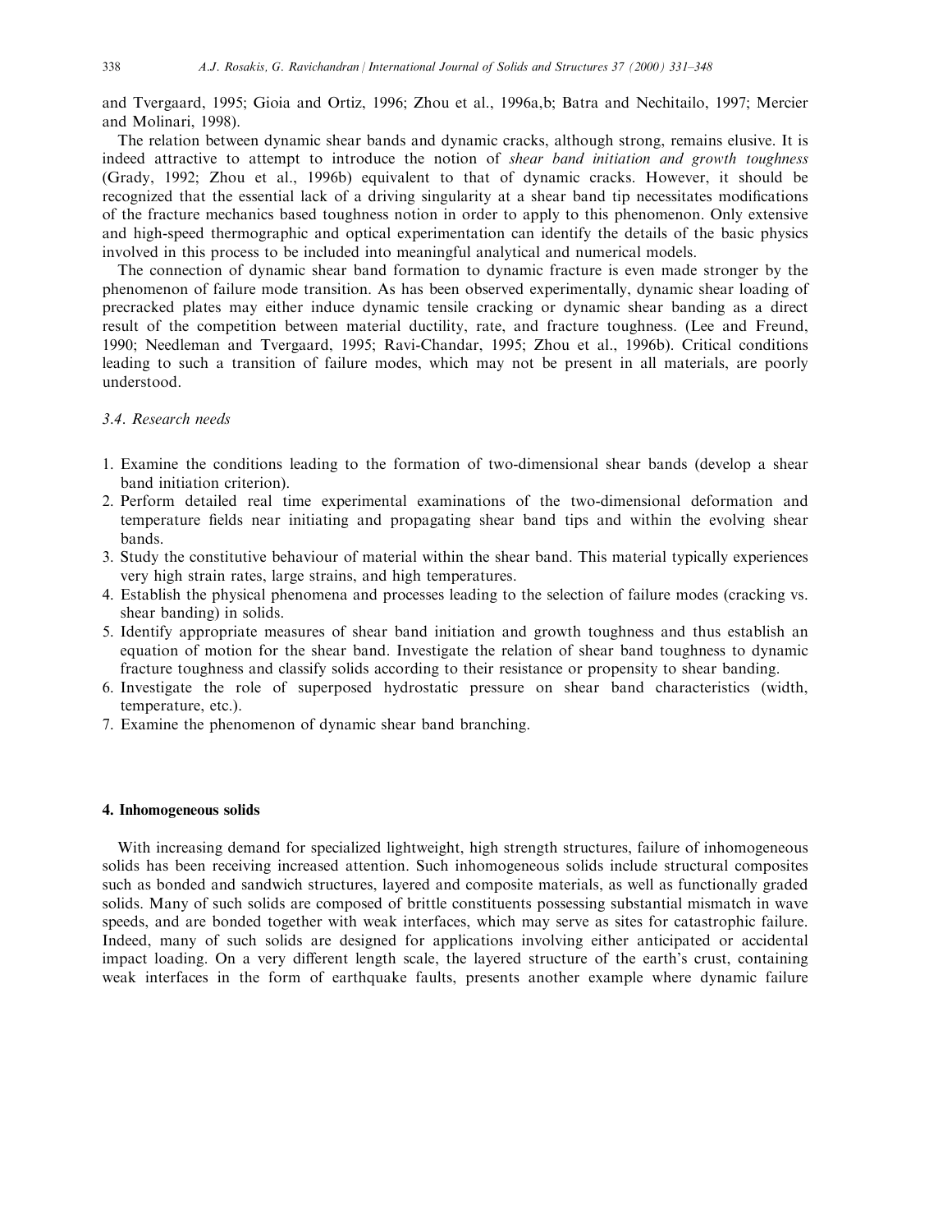and Tvergaard, 1995; Gioia and Ortiz, 1996; Zhou et al., 1996a,b; Batra and Nechitailo, 1997; Mercier and Molinari, 1998).

The relation between dynamic shear bands and dynamic cracks, although strong, remains elusive. It is indeed attractive to attempt to introduce the notion of *shear band initiation and growth toughness* (Grady, 1992; Zhou et al., 1996b) equivalent to that of dynamic cracks. However, it should be recognized that the essential lack of a driving singularity at a shear band tip necessitates modifications of the fracture mechanics based toughness notion in order to apply to this phenomenon. Only extensive and high-speed thermographic and optical experimentation can identify the details of the basic physics involved in this process to be included into meaningful analytical and numerical models.

The connection of dynamic shear band formation to dynamic fracture is even made stronger by the phenomenon of failure mode transition. As has been observed experimentally, dynamic shear loading of precracked plates may either induce dynamic tensile cracking or dynamic shear banding as a direct result of the competition between material ductility, rate, and fracture toughness. (Lee and Freund, 1990; Needleman and Tvergaard, 1995; Ravi-Chandar, 1995; Zhou et al., 1996b). Critical conditions leading to such a transition of failure modes, which may not be present in all materials, are poorly understood.

### 3.4. Research needs

1. Examine the conditions leading to the formation of two-dimensional shear bands (develop a shear band initiation criterion).
2. Perform detailed real time experimental examinations of the two-dimensional deformation and temperature fields near initiating and propagating shear band tips and within the evolving shear bands.
3. Study the constitutive behaviour of material within the shear band. This material typically experiences very high strain rates, large strains, and high temperatures.
4. Establish the physical phenomena and processes leading to the selection of failure modes (cracking vs. shear banding) in solids.
5. Identify appropriate measures of shear band initiation and growth toughness and thus establish an equation of motion for the shear band. Investigate the relation of shear band toughness to dynamic fracture toughness and classify solids according to their resistance or propensity to shear banding.
6. Investigate the role of superposed hydrostatic pressure on shear band characteristics (width, temperature, etc.).
7. Examine the phenomenon of dynamic shear band branching.

## 4. Inhomogeneous solids

With increasing demand for specialized lightweight, high strength structures, failure of inhomogeneous solids has been receiving increased attention. Such inhomogeneous solids include structural composites such as bonded and sandwich structures, layered and composite materials, as well as functionally graded solids. Many of such solids are composed of brittle constituents possessing substantial mismatch in wave speeds, and are bonded together with weak interfaces, which may serve as sites for catastrophic failure. Indeed, many of such solids are designed for applications involving either anticipated or accidental impact loading. On a very different length scale, the layered structure of the earth's crust, containing weak interfaces in the form of earthquake faults, presents another example where dynamic failure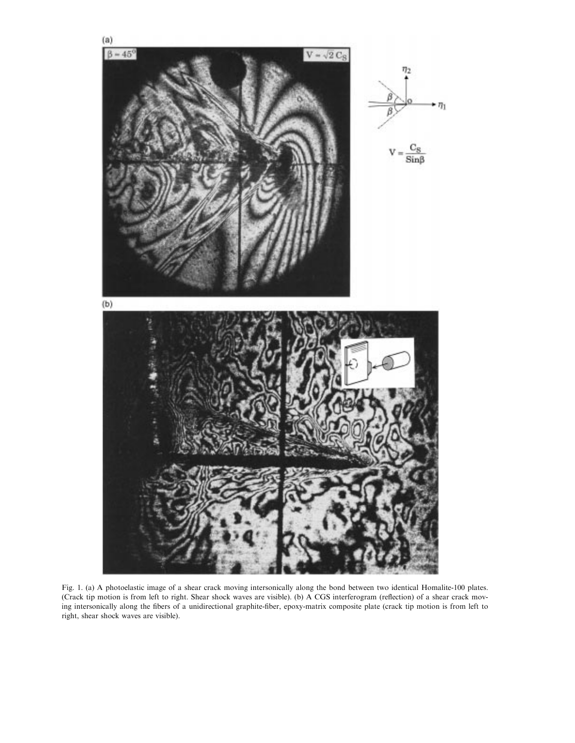Fig. 1. (a) A photoelastic image of a shear crack moving intersonically along the bond between two identical Homalite-100 plates. (Crack tip motion is from left to right. Shear shock waves are visible). (b) A CGS interferogram (reflection) of a shear crack moving intersonically along the fibers of a unidirectional graphite-fiber, epoxy-matrix composite plate (crack tip motion is from left to right, shear shock waves are visible).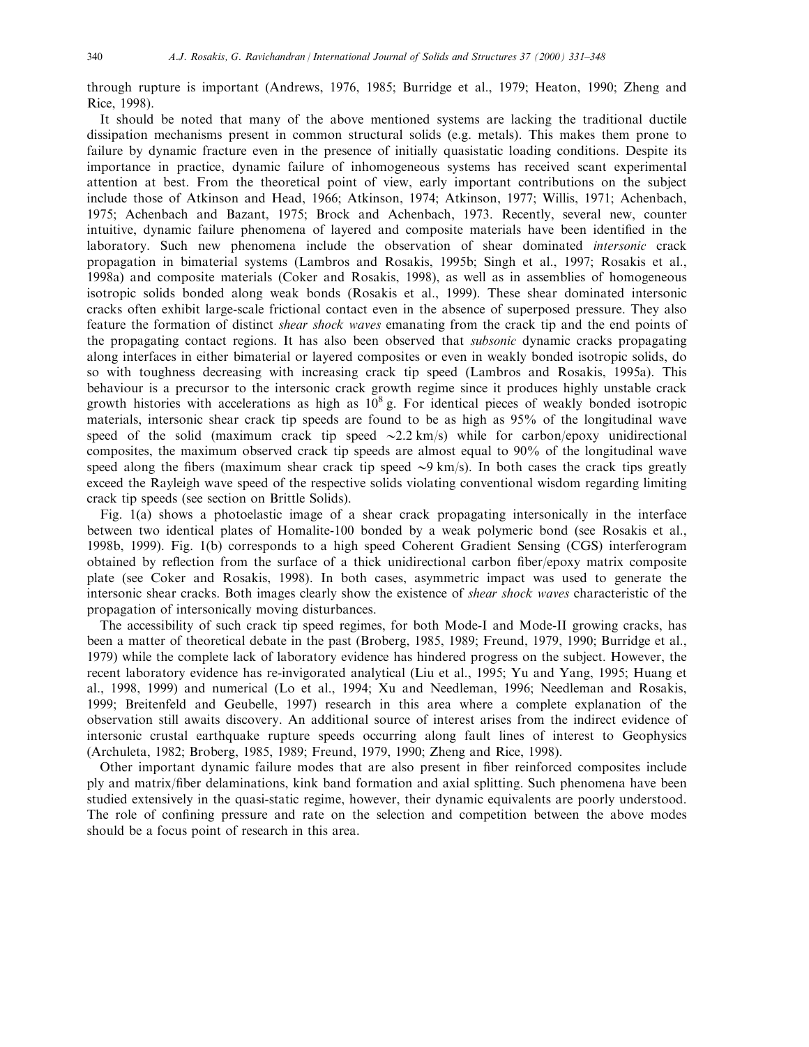through rupture is important (Andrews, 1976, 1985; Burridge et al., 1979; Heaton, 1990; Zheng and Rice, 1998).

It should be noted that many of the above mentioned systems are lacking the traditional ductile dissipation mechanisms present in common structural solids (e.g. metals). This makes them prone to failure by dynamic fracture even in the presence of initially quasistatic loading conditions. Despite its importance in practice, dynamic failure of inhomogeneous systems has received scant experimental attention at best. From the theoretical point of view, early important contributions on the subject include those of Atkinson and Head, 1966; Atkinson, 1974; Atkinson, 1977; Willis, 1971; Achenbach, 1975; Achenbach and Bazant, 1975; Brock and Achenbach, 1973. Recently, several new, counter intuitive, dynamic failure phenomena of layered and composite materials have been identified in the laboratory. Such new phenomena include the observation of shear dominated *intersonic* crack propagation in bimaterial systems (Lambros and Rosakis, 1995b; Singh et al., 1997; Rosakis et al., 1998a) and composite materials (Coker and Rosakis, 1998), as well as in assemblies of homogeneous isotropic solids bonded along weak bonds (Rosakis et al., 1999). These shear dominated intersonic cracks often exhibit large-scale frictional contact even in the absence of superposed pressure. They also feature the formation of distinct *shear shock waves* emanating from the crack tip and the end points of the propagating contact regions. It has also been observed that *subsonic* dynamic cracks propagating along interfaces in either bimaterial or layered composites or even in weakly bonded isotropic solids, do so with toughness decreasing with increasing crack tip speed (Lambros and Rosakis, 1995a). This behaviour is a precursor to the intersonic crack growth regime since it produces highly unstable crack growth histories with accelerations as high as $10^8$ g. For identical pieces of weakly bonded isotropic materials, intersonic shear crack tip speeds are found to be as high as 95% of the longitudinal wave speed of the solid (maximum crack tip speed $\sim$2.2 km/s) while for carbon/epoxy unidirectional composites, the maximum observed crack tip speeds are almost equal to 90% of the longitudinal wave speed along the fibers (maximum shear crack tip speed $\sim$9 km/s). In both cases the crack tips greatly exceed the Rayleigh wave speed of the respective solids violating conventional wisdom regarding limiting crack tip speeds (see section on Brittle Solids).

Fig. 1(a) shows a photoelastic image of a shear crack propagating intersonically in the interface between two identical plates of Homalite-100 bonded by a weak polymeric bond (see Rosakis et al., 1998b, 1999). Fig. 1(b) corresponds to a high speed Coherent Gradient Sensing (CGS) interferogram obtained by reflection from the surface of a thick unidirectional carbon fiber/epoxy matrix composite plate (see Coker and Rosakis, 1998). In both cases, asymmetric impact was used to generate the intersonic shear cracks. Both images clearly show the existence of *shear shock waves* characteristic of the propagation of intersonically moving disturbances.

The accessibility of such crack tip speed regimes, for both Mode-I and Mode-II growing cracks, has been a matter of theoretical debate in the past (Broberg, 1985, 1989; Freund, 1979, 1990; Burridge et al., 1979) while the complete lack of laboratory evidence has hindered progress on the subject. However, the recent laboratory evidence has re-invigorated analytical (Liu et al., 1995; Yu and Yang, 1995; Huang et al., 1998, 1999) and numerical (Lo et al., 1994; Xu and Needleman, 1996; Needleman and Rosakis, 1999; Breitenfeld and Geubelle, 1997) research in this area where a complete explanation of the observation still awaits discovery. An additional source of interest arises from the indirect evidence of intersonic crustal earthquake rupture speeds occurring along fault lines of interest to Geophysics (Archuleta, 1982; Broberg, 1985, 1989; Freund, 1979, 1990; Zheng and Rice, 1998).

Other important dynamic failure modes that are also present in fiber reinforced composites include ply and matrix/fiber delaminations, kink band formation and axial splitting. Such phenomena have been studied extensively in the quasi-static regime, however, their dynamic equivalents are poorly understood. The role of confining pressure and rate on the selection and competition between the above modes should be a focus point of research in this area.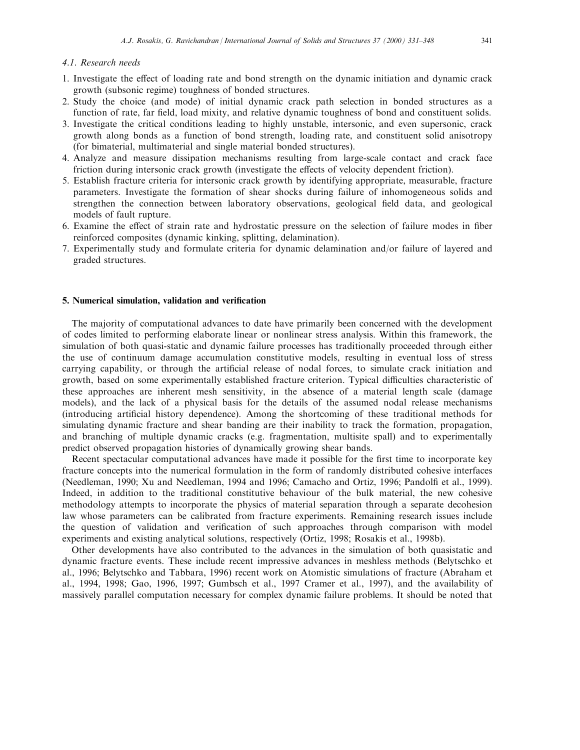### 4.1. Research needs

1. Investigate the effect of loading rate and bond strength on the dynamic initiation and dynamic crack growth (subsonic regime) toughness of bonded structures.
2. Study the choice (and mode) of initial dynamic crack path selection in bonded structures as a function of rate, far field, load mixity, and relative dynamic toughness of bond and constituent solids.
3. Investigate the critical conditions leading to highly unstable, intersonic, and even supersonic, crack growth along bonds as a function of bond strength, loading rate, and constituent solid anisotropy (for bimaterial, multimaterial and single material bonded structures).
4. Analyze and measure dissipation mechanisms resulting from large-scale contact and crack face friction during intersonic crack growth (investigate the effects of velocity dependent friction).
5. Establish fracture criteria for intersonic crack growth by identifying appropriate, measurable, fracture parameters. Investigate the formation of shear shocks during failure of inhomogeneous solids and strengthen the connection between laboratory observations, geological field data, and geological models of fault rupture.
6. Examine the effect of strain rate and hydrostatic pressure on the selection of failure modes in fiber reinforced composites (dynamic kinking, splitting, delamination).
7. Experimentally study and formulate criteria for dynamic delamination and/or failure of layered and graded structures.

## 5. Numerical simulation, validation and verification

The majority of computational advances to date have primarily been concerned with the development of codes limited to performing elaborate linear or nonlinear stress analysis. Within this framework, the simulation of both quasi-static and dynamic failure processes has traditionally proceeded through either the use of continuum damage accumulation constitutive models, resulting in eventual loss of stress carrying capability, or through the artificial release of nodal forces, to simulate crack initiation and growth, based on some experimentally established fracture criterion. Typical difficulties characteristic of these approaches are inherent mesh sensitivity, in the absence of a material length scale (damage models), and the lack of a physical basis for the details of the assumed nodal release mechanisms (introducing artificial history dependence). Among the shortcoming of these traditional methods for simulating dynamic fracture and shear banding are their inability to track the formation, propagation, and branching of multiple dynamic cracks (e.g. fragmentation, multisite spall) and to experimentally predict observed propagation histories of dynamically growing shear bands.

Recent spectacular computational advances have made it possible for the first time to incorporate key fracture concepts into the numerical formulation in the form of randomly distributed cohesive interfaces (Needleman, 1990; Xu and Needleman, 1994 and 1996; Camacho and Ortiz, 1996; Pandolfi et al., 1999). Indeed, in addition to the traditional constitutive behaviour of the bulk material, the new cohesive methodology attempts to incorporate the physics of material separation through a separate decohesion law whose parameters can be calibrated from fracture experiments. Remaining research issues include the question of validation and verification of such approaches through comparison with model experiments and existing analytical solutions, respectively (Ortiz, 1998; Rosakis et al., 1998b).

Other developments have also contributed to the advances in the simulation of both quasistatic and dynamic fracture events. These include recent impressive advances in meshless methods (Belytschko et al., 1996; Belytschko and Tabbara, 1996) recent work on Atomistic simulations of fracture (Abraham et al., 1994, 1998; Gao, 1996, 1997; Gumbsch et al., 1997 Cramer et al., 1997), and the availability of massively parallel computation necessary for complex dynamic failure problems. It should be noted that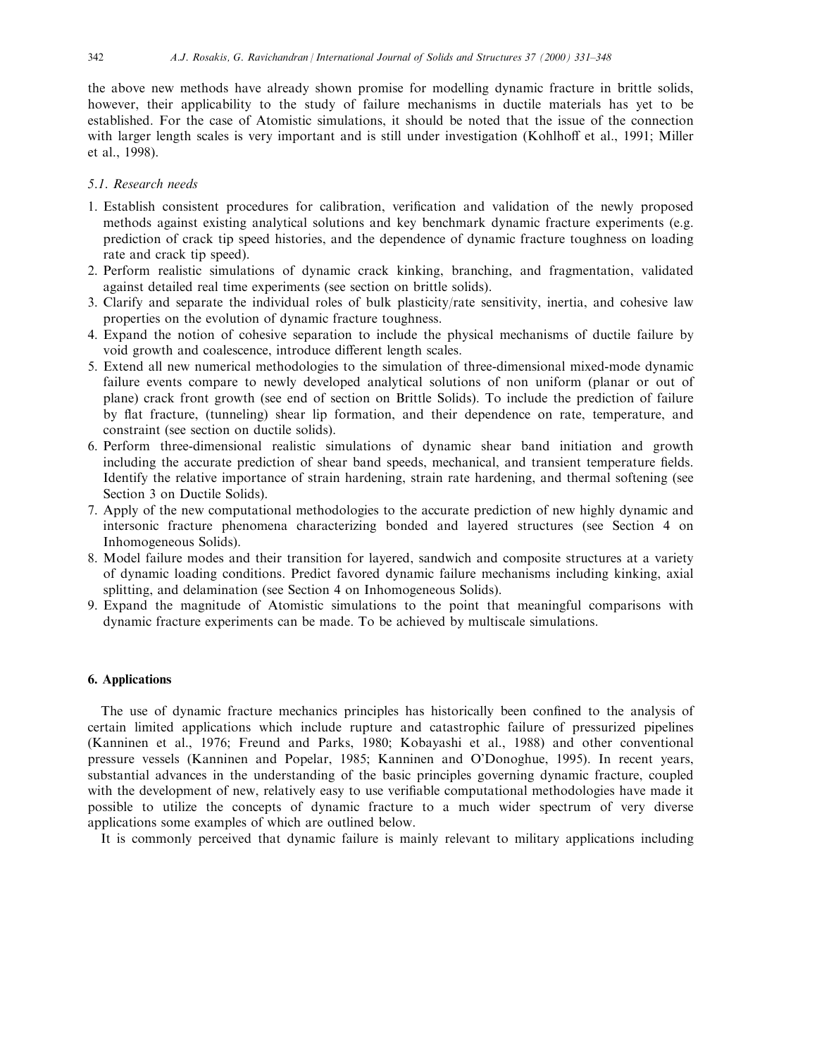the above new methods have already shown promise for modelling dynamic fracture in brittle solids, however, their applicability to the study of failure mechanisms in ductile materials has yet to be established. For the case of Atomistic simulations, it should be noted that the issue of the connection with larger length scales is very important and is still under investigation (Kohlhoff et al., 1991; Miller et al., 1998).

### *5.1. Research needs*

1. Establish consistent procedures for calibration, verification and validation of the newly proposed methods against existing analytical solutions and key benchmark dynamic fracture experiments (e.g. prediction of crack tip speed histories, and the dependence of dynamic fracture toughness on loading rate and crack tip speed).
2. Perform realistic simulations of dynamic crack kinking, branching, and fragmentation, validated against detailed real time experiments (see section on brittle solids).
3. Clarify and separate the individual roles of bulk plasticity/rate sensitivity, inertia, and cohesive law properties on the evolution of dynamic fracture toughness.
4. Expand the notion of cohesive separation to include the physical mechanisms of ductile failure by void growth and coalescence, introduce different length scales.
5. Extend all new numerical methodologies to the simulation of three-dimensional mixed-mode dynamic failure events compare to newly developed analytical solutions of non uniform (planar or out of plane) crack front growth (see end of section on Brittle Solids). To include the prediction of failure by flat fracture, (tunneling) shear lip formation, and their dependence on rate, temperature, and constraint (see section on ductile solids).
6. Perform three-dimensional realistic simulations of dynamic shear band initiation and growth including the accurate prediction of shear band speeds, mechanical, and transient temperature fields. Identify the relative importance of strain hardening, strain rate hardening, and thermal softening (see Section 3 on Ductile Solids).
7. Apply of the new computational methodologies to the accurate prediction of new highly dynamic and intersonic fracture phenomena characterizing bonded and layered structures (see Section 4 on Inhomogeneous Solids).
8. Model failure modes and their transition for layered, sandwich and composite structures at a variety of dynamic loading conditions. Predict favored dynamic failure mechanisms including kinking, axial splitting, and delamination (see Section 4 on Inhomogeneous Solids).
9. Expand the magnitude of Atomistic simulations to the point that meaningful comparisons with dynamic fracture experiments can be made. To be achieved by multiscale simulations.

## 6. Applications

The use of dynamic fracture mechanics principles has historically been confined to the analysis of certain limited applications which include rupture and catastrophic failure of pressurized pipelines (Kanninen et al., 1976; Freund and Parks, 1980; Kobayashi et al., 1988) and other conventional pressure vessels (Kanninen and Popelar, 1985; Kanninen and O'Donoghue, 1995). In recent years, substantial advances in the understanding of the basic principles governing dynamic fracture, coupled with the development of new, relatively easy to use verifiable computational methodologies have made it possible to utilize the concepts of dynamic fracture to a much wider spectrum of very diverse applications some examples of which are outlined below.

It is commonly perceived that dynamic failure is mainly relevant to military applications including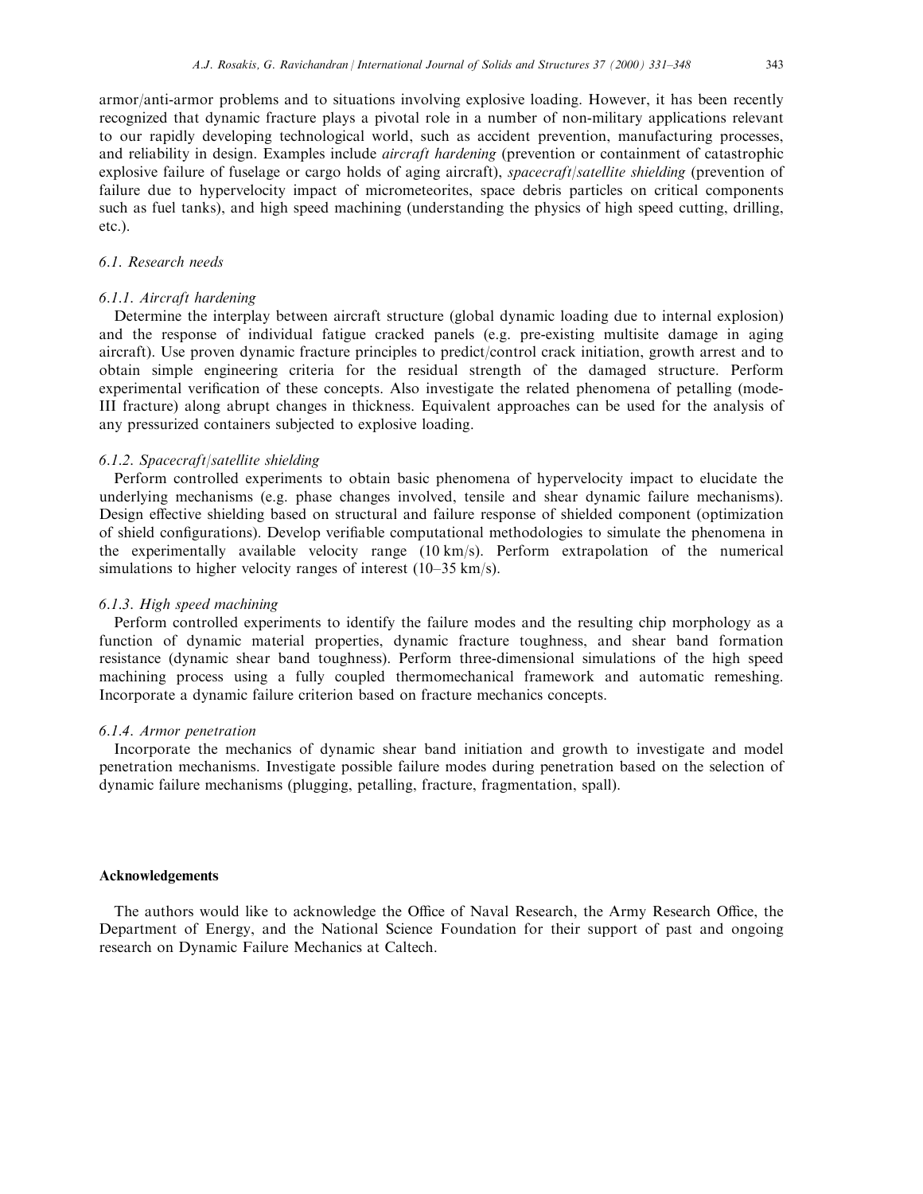armor/anti-armor problems and to situations involving explosive loading. However, it has been recently recognized that dynamic fracture plays a pivotal role in a number of non-military applications relevant to our rapidly developing technological world, such as accident prevention, manufacturing processes, and reliability in design. Examples include *aircraft hardening* (prevention or containment of catastrophic explosive failure of fuselage or cargo holds of aging aircraft), *spacecraft/satellite shielding* (prevention of failure due to hypervelocity impact of micrometeorites, space debris particles on critical components such as fuel tanks), and high speed machining (understanding the physics of high speed cutting, drilling, etc.).

### *6.1. Research needs*

#### *6.1.1. Aircraft hardening*

Determine the interplay between aircraft structure (global dynamic loading due to internal explosion) and the response of individual fatigue cracked panels (e.g. pre-existing multisite damage in aging aircraft). Use proven dynamic fracture principles to predict/control crack initiation, growth arrest and to obtain simple engineering criteria for the residual strength of the damaged structure. Perform experimental verification of these concepts. Also investigate the related phenomena of petalling (mode-III fracture) along abrupt changes in thickness. Equivalent approaches can be used for the analysis of any pressurized containers subjected to explosive loading.

#### *6.1.2. Spacecraft/satellite shielding*

Perform controlled experiments to obtain basic phenomena of hypervelocity impact to elucidate the underlying mechanisms (e.g. phase changes involved, tensile and shear dynamic failure mechanisms). Design effective shielding based on structural and failure response of shielded component (optimization of shield configurations). Develop verifiable computational methodologies to simulate the phenomena in the experimentally available velocity range (10 km/s). Perform extrapolation of the numerical simulations to higher velocity ranges of interest (10–35 km/s).

#### *6.1.3. High speed machining*

Perform controlled experiments to identify the failure modes and the resulting chip morphology as a function of dynamic material properties, dynamic fracture toughness, and shear band formation resistance (dynamic shear band toughness). Perform three-dimensional simulations of the high speed machining process using a fully coupled thermomechanical framework and automatic remeshing. Incorporate a dynamic failure criterion based on fracture mechanics concepts.

#### *6.1.4. Armor penetration*

Incorporate the mechanics of dynamic shear band initiation and growth to investigate and model penetration mechanisms. Investigate possible failure modes during penetration based on the selection of dynamic failure mechanisms (plugging, petalling, fracture, fragmentation, spall).

## Acknowledgements

The authors would like to acknowledge the Office of Naval Research, the Army Research Office, the Department of Energy, and the National Science Foundation for their support of past and ongoing research on Dynamic Failure Mechanics at Caltech.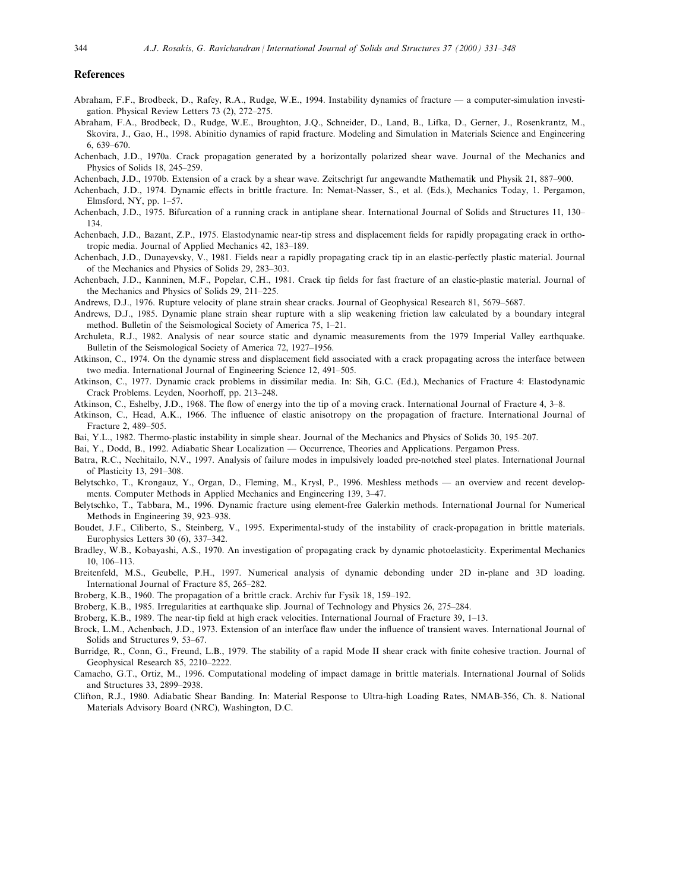## References

Abraham, F.F., Brodbeck, D., Rafey, R.A., Rudge, W.E., 1994. Instability dynamics of fracture — a computer-simulation investigation. Physical Review Letters 73 (2), 272–275.

Abraham, F.A., Brodbeck, D., Rudge, W.E., Broughton, J.Q., Schneider, D., Land, B., Lifka, D., Gerner, J., Rosenkrantz, M., Skovira, J., Gao, H., 1998. Abinitio dynamics of rapid fracture. Modeling and Simulation in Materials Science and Engineering 6, 639–670.

Achenbach, J.D., 1970a. Crack propagation generated by a horizontally polarized shear wave. Journal of the Mechanics and Physics of Solids 18, 245–259.

Achenbach, J.D., 1970b. Extension of a crack by a shear wave. Zeitschrigt fur angewandte Mathematik und Physik 21, 887–900.

Achenbach, J.D., 1974. Dynamic effects in brittle fracture. In: Nemat-Nasser, S., et al. (Eds.), Mechanics Today, 1. Pergamon, Elmsford, NY, pp. 1–57.

Achenbach, J.D., 1975. Bifurcation of a running crack in antiplane shear. International Journal of Solids and Structures 11, 130–134.

Achenbach, J.D., Bazant, Z.P., 1975. Elastodynamic near-tip stress and displacement fields for rapidly propagating crack in orthotropic media. Journal of Applied Mechanics 42, 183–189.

Achenbach, J.D., Dunayevsky, V., 1981. Fields near a rapidly propagating crack tip in an elastic-perfectly plastic material. Journal of the Mechanics and Physics of Solids 29, 283–303.

Achenbach, J.D., Kanninen, M.F., Popelar, C.H., 1981. Crack tip fields for fast fracture of an elastic-plastic material. Journal of the Mechanics and Physics of Solids 29, 211–225.

Andrews, D.J., 1976. Rupture velocity of plane strain shear cracks. Journal of Geophysical Research 81, 5679–5687.

Andrews, D.J., 1985. Dynamic plane strain shear rupture with a slip weakening friction law calculated by a boundary integral method. Bulletin of the Seismological Society of America 75, 1–21.

Archuleta, R.J., 1982. Analysis of near source static and dynamic measurements from the 1979 Imperial Valley earthquake. Bulletin of the Seismological Society of America 72, 1927–1956.

Atkinson, C., 1974. On the dynamic stress and displacement field associated with a crack propagating across the interface between two media. International Journal of Engineering Science 12, 491–505.

Atkinson, C., 1977. Dynamic crack problems in dissimilar media. In: Sih, G.C. (Ed.), Mechanics of Fracture 4: Elastodynamic Crack Problems. Leyden, Noorhoff, pp. 213–248.

Atkinson, C., Eshelby, J.D., 1968. The flow of energy into the tip of a moving crack. International Journal of Fracture 4, 3–8.

Atkinson, C., Head, A.K., 1966. The influence of elastic anisotropy on the propagation of fracture. International Journal of Fracture 2, 489–505.

Bai, Y.L., 1982. Thermo-plastic instability in simple shear. Journal of the Mechanics and Physics of Solids 30, 195–207.

Bai, Y., Dodd, B., 1992. Adiabatic Shear Localization — Occurrence, Theories and Applications. Pergamon Press.

Batra, R.C., Nechitailo, N.V., 1997. Analysis of failure modes in impulsively loaded pre-notched steel plates. International Journal of Plasticity 13, 291–308.

Belytschko, T., Krongauz, Y., Organ, D., Fleming, M., Krysl, P., 1996. Meshless methods — an overview and recent developments. Computer Methods in Applied Mechanics and Engineering 139, 3–47.

Belytschko, T., Tabbara, M., 1996. Dynamic fracture using element-free Galerkin methods. International Journal for Numerical Methods in Engineering 39, 923–938.

Boudet, J.F., Ciliberto, S., Steinberg, V., 1995. Experimental-study of the instability of crack-propagation in brittle materials. Europhysics Letters 30 (6), 337–342.

Bradley, W.B., Kobayashi, A.S., 1970. An investigation of propagating crack by dynamic photoelasticity. Experimental Mechanics 10, 106–113.

Breitenfeld, M.S., Geubelle, P.H., 1997. Numerical analysis of dynamic debonding under 2D in-plane and 3D loading. International Journal of Fracture 85, 265–282.

Broberg, K.B., 1960. The propagation of a brittle crack. Archiv fur Fysik 18, 159–192.

Broberg, K.B., 1985. Irregularities at earthquake slip. Journal of Technology and Physics 26, 275–284.

Broberg, K.B., 1989. The near-tip field at high crack velocities. International Journal of Fracture 39, 1–13.

Brock, L.M., Achenbach, J.D., 1973. Extension of an interface flaw under the influence of transient waves. International Journal of Solids and Structures 9, 53–67.

Burridge, R., Conn, G., Freund, L.B., 1979. The stability of a rapid Mode II shear crack with finite cohesive traction. Journal of Geophysical Research 85, 2210–2222.

Camacho, G.T., Ortiz, M., 1996. Computational modeling of impact damage in brittle materials. International Journal of Solids and Structures 33, 2899–2938.

Clifton, R.J., 1980. Adiabatic Shear Banding. In: Material Response to Ultra-high Loading Rates, NMAB-356, Ch. 8. National Materials Advisory Board (NRC), Washington, D.C.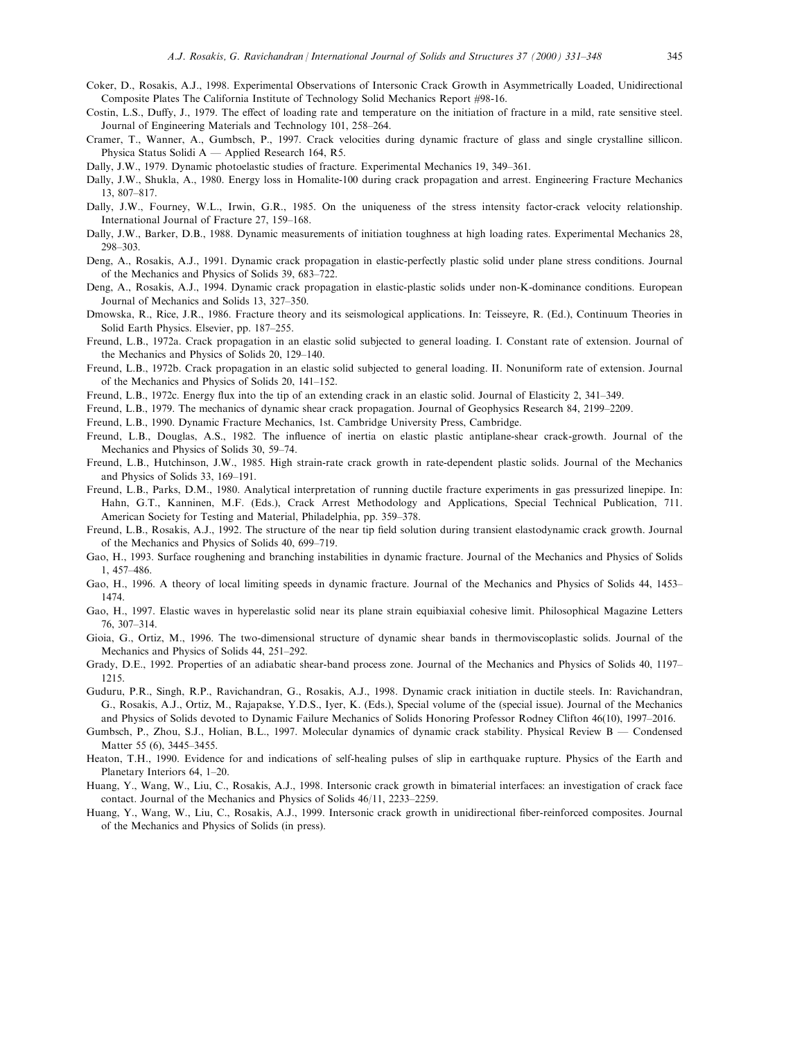Coker, D., Rosakis, A.J., 1998. Experimental Observations of Intersonic Crack Growth in Asymmetrically Loaded, Unidirectional Composite Plates The California Institute of Technology Solid Mechanics Report #98-16.

Costin, L.S., Duffy, J., 1979. The effect of loading rate and temperature on the initiation of fracture in a mild, rate sensitive steel. Journal of Engineering Materials and Technology 101, 258–264.

Cramer, T., Wanner, A., Gumbsch, P., 1997. Crack velocities during dynamic fracture of glass and single crystalline sillicon. Physica Status Solidi A — Applied Research 164, R5.

Dally, J.W., 1979. Dynamic photoelastic studies of fracture. Experimental Mechanics 19, 349–361.

Dally, J.W., Shukla, A., 1980. Energy loss in Homalite-100 during crack propagation and arrest. Engineering Fracture Mechanics 13, 807–817.

Dally, J.W., Fourney, W.L., Irwin, G.R., 1985. On the uniqueness of the stress intensity factor-crack velocity relationship. International Journal of Fracture 27, 159–168.

Dally, J.W., Barker, D.B., 1988. Dynamic measurements of initiation toughness at high loading rates. Experimental Mechanics 28, 298–303.

Deng, A., Rosakis, A.J., 1991. Dynamic crack propagation in elastic-perfectly plastic solid under plane stress conditions. Journal of the Mechanics and Physics of Solids 39, 683–722.

Deng, A., Rosakis, A.J., 1994. Dynamic crack propagation in elastic-plastic solids under non-K-dominance conditions. European Journal of Mechanics and Solids 13, 327–350.

Dmowska, R., Rice, J.R., 1986. Fracture theory and its seismological applications. In: Teisseyre, R. (Ed.), Continuum Theories in Solid Earth Physics. Elsevier, pp. 187–255.

Freund, L.B., 1972a. Crack propagation in an elastic solid subjected to general loading. I. Constant rate of extension. Journal of the Mechanics and Physics of Solids 20, 129–140.

Freund, L.B., 1972b. Crack propagation in an elastic solid subjected to general loading. II. Nonuniform rate of extension. Journal of the Mechanics and Physics of Solids 20, 141–152.

Freund, L.B., 1972c. Energy flux into the tip of an extending crack in an elastic solid. Journal of Elasticity 2, 341–349.

Freund, L.B., 1979. The mechanics of dynamic shear crack propagation. Journal of Geophysics Research 84, 2199–2209.

Freund, L.B., 1990. Dynamic Fracture Mechanics, 1st. Cambridge University Press, Cambridge.

Freund, L.B., Douglas, A.S., 1982. The influence of inertia on elastic plastic antiplane-shear crack-growth. Journal of the Mechanics and Physics of Solids 30, 59–74.

Freund, L.B., Hutchinson, J.W., 1985. High strain-rate crack growth in rate-dependent plastic solids. Journal of the Mechanics and Physics of Solids 33, 169–191.

Freund, L.B., Parks, D.M., 1980. Analytical interpretation of running ductile fracture experiments in gas pressurized linepipe. In: Hahn, G.T., Kanninen, M.F. (Eds.), Crack Arrest Methodology and Applications, Special Technical Publication, 711. American Society for Testing and Material, Philadelphia, pp. 359–378.

Freund, L.B., Rosakis, A.J., 1992. The structure of the near tip field solution during transient elastodynamic crack growth. Journal of the Mechanics and Physics of Solids 40, 699–719.

Gao, H., 1993. Surface roughening and branching instabilities in dynamic fracture. Journal of the Mechanics and Physics of Solids 1, 457–486.

Gao, H., 1996. A theory of local limiting speeds in dynamic fracture. Journal of the Mechanics and Physics of Solids 44, 1453–1474.

Gao, H., 1997. Elastic waves in hyperelastic solid near its plane strain equibiaxial cohesive limit. Philosophical Magazine Letters 76, 307–314.

Gioia, G., Ortiz, M., 1996. The two-dimensional structure of dynamic shear bands in thermoviscoplastic solids. Journal of the Mechanics and Physics of Solids 44, 251–292.

Grady, D.E., 1992. Properties of an adiabatic shear-band process zone. Journal of the Mechanics and Physics of Solids 40, 1197–1215.

Guduru, P.R., Singh, R.P., Ravichandran, G., Rosakis, A.J., 1998. Dynamic crack initiation in ductile steels. In: Ravichandran, G., Rosakis, A.J., Ortiz, M., Rajapakse, Y.D.S., Iyer, K. (Eds.), Special volume of the (special issue). Journal of the Mechanics and Physics of Solids devoted to Dynamic Failure Mechanics of Solids Honoring Professor Rodney Clifton 46(10), 1997–2016.

Gumbsch, P., Zhou, S.J., Holian, B.L., 1997. Molecular dynamics of dynamic crack stability. Physical Review B — Condensed Matter 55 (6), 3445–3455.

Heaton, T.H., 1990. Evidence for and indications of self-healing pulses of slip in earthquake rupture. Physics of the Earth and Planetary Interiors 64, 1–20.

Huang, Y., Wang, W., Liu, C., Rosakis, A.J., 1998. Intersonic crack growth in bimaterial interfaces: an investigation of crack face contact. Journal of the Mechanics and Physics of Solids 46/11, 2233–2259.

Huang, Y., Wang, W., Liu, C., Rosakis, A.J., 1999. Intersonic crack growth in unidirectional fiber-reinforced composites. Journal of the Mechanics and Physics of Solids (in press).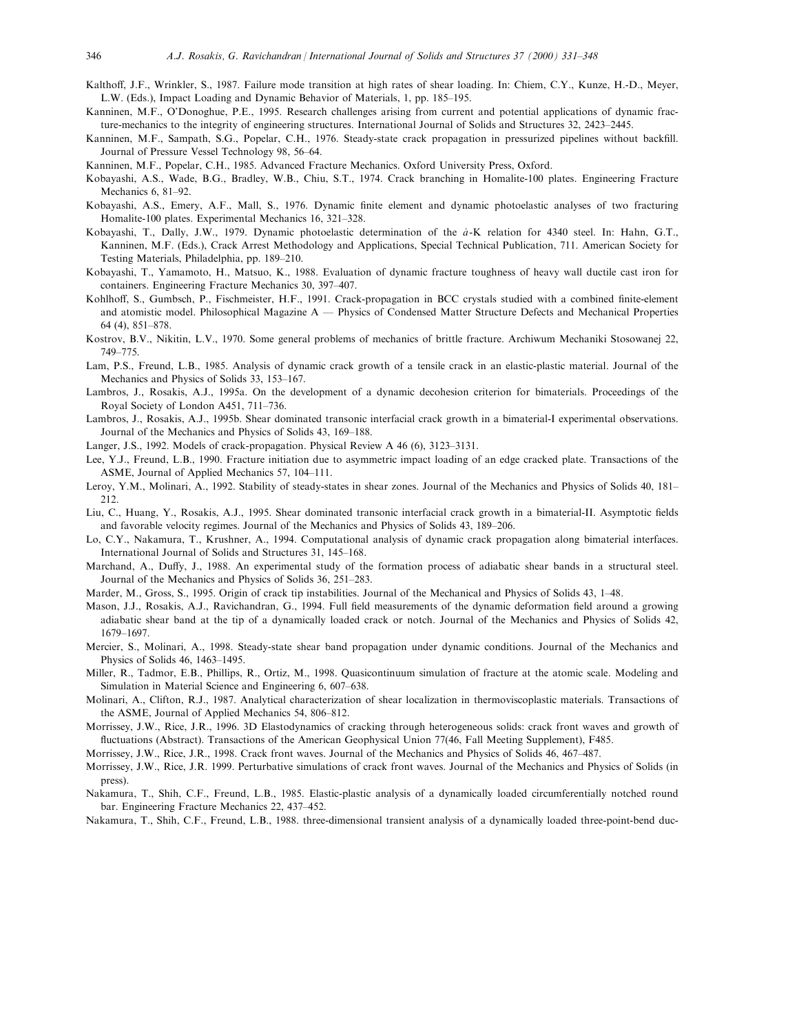Kalthoff, J.F., Wrinkler, S., 1987. Failure mode transition at high rates of shear loading. In: Chiem, C.Y., Kunze, H.-D., Meyer, L.W. (Eds.), Impact Loading and Dynamic Behavior of Materials, 1, pp. 185–195.

Kanninen, M.F., O'Donoghue, P.E., 1995. Research challenges arising from current and potential applications of dynamic fracture-mechanics to the integrity of engineering structures. International Journal of Solids and Structures 32, 2423–2445.

Kanninen, M.F., Sampath, S.G., Popelar, C.H., 1976. Steady-state crack propagation in pressurized pipelines without backfill. Journal of Pressure Vessel Technology 98, 56–64.

Kanninen, M.F., Popelar, C.H., 1985. Advanced Fracture Mechanics. Oxford University Press, Oxford.

Kobayashi, A.S., Wade, B.G., Bradley, W.B., Chiu, S.T., 1974. Crack branching in Homalite-100 plates. Engineering Fracture Mechanics 6, 81–92.

Kobayashi, A.S., Emery, A.F., Mall, S., 1976. Dynamic finite element and dynamic photoelastic analyses of two fracturing Homalite-100 plates. Experimental Mechanics 16, 321–328.

Kobayashi, T., Dally, J.W., 1979. Dynamic photoelastic determination of the $\dot{a}$-K relation for 4340 steel. In: Hahn, G.T., Kanninen, M.F. (Eds.), Crack Arrest Methodology and Applications, Special Technical Publication, 711. American Society for Testing Materials, Philadelphia, pp. 189–210.

Kobayashi, T., Yamamoto, H., Matsuo, K., 1988. Evaluation of dynamic fracture toughness of heavy wall ductile cast iron for containers. Engineering Fracture Mechanics 30, 397–407.

Kohlhoff, S., Gumbsch, P., Fischmeister, H.F., 1991. Crack-propagation in BCC crystals studied with a combined finite-element and atomistic model. Philosophical Magazine A — Physics of Condensed Matter Structure Defects and Mechanical Properties 64 (4), 851–878.

Kostrov, B.V., Nikitin, L.V., 1970. Some general problems of mechanics of brittle fracture. Archiwum Mechaniki Stosowanej 22, 749–775.

Lam, P.S., Freund, L.B., 1985. Analysis of dynamic crack growth of a tensile crack in an elastic-plastic material. Journal of the Mechanics and Physics of Solids 33, 153–167.

Lambros, J., Rosakis, A.J., 1995a. On the development of a dynamic decohesion criterion for bimaterials. Proceedings of the Royal Society of London A451, 711–736.

Lambros, J., Rosakis, A.J., 1995b. Shear dominated transonic interfacial crack growth in a bimaterial-I experimental observations. Journal of the Mechanics and Physics of Solids 43, 169–188.

Langer, J.S., 1992. Models of crack-propagation. Physical Review A 46 (6), 3123–3131.

Lee, Y.J., Freund, L.B., 1990. Fracture initiation due to asymmetric impact loading of an edge cracked plate. Transactions of the ASME, Journal of Applied Mechanics 57, 104–111.

Leroy, Y.M., Molinari, A., 1992. Stability of steady-states in shear zones. Journal of the Mechanics and Physics of Solids 40, 181–212.

Liu, C., Huang, Y., Rosakis, A.J., 1995. Shear dominated transonic interfacial crack growth in a bimaterial-II. Asymptotic fields and favorable velocity regimes. Journal of the Mechanics and Physics of Solids 43, 189–206.

Lo, C.Y., Nakamura, T., Krushner, A., 1994. Computational analysis of dynamic crack propagation along bimaterial interfaces. International Journal of Solids and Structures 31, 145–168.

Marchand, A., Duffy, J., 1988. An experimental study of the formation process of adiabatic shear bands in a structural steel. Journal of the Mechanics and Physics of Solids 36, 251–283.

Marder, M., Gross, S., 1995. Origin of crack tip instabilities. Journal of the Mechanical and Physics of Solids 43, 1–48.

Mason, J.J., Rosakis, A.J., Ravichandran, G., 1994. Full field measurements of the dynamic deformation field around a growing adiabatic shear band at the tip of a dynamically loaded crack or notch. Journal of the Mechanics and Physics of Solids 42, 1679–1697.

Mercier, S., Molinari, A., 1998. Steady-state shear band propagation under dynamic conditions. Journal of the Mechanics and Physics of Solids 46, 1463–1495.

Miller, R., Tadmor, E.B., Phillips, R., Ortiz, M., 1998. Quasicontinuum simulation of fracture at the atomic scale. Modeling and Simulation in Material Science and Engineering 6, 607–638.

Molinari, A., Clifton, R.J., 1987. Analytical characterization of shear localization in thermoviscoplastic materials. Transactions of the ASME, Journal of Applied Mechanics 54, 806–812.

Morrissey, J.W., Rice, J.R., 1996. 3D Elastodynamics of cracking through heterogeneous solids: crack front waves and growth of fluctuations (Abstract). Transactions of the American Geophysical Union 77(46, Fall Meeting Supplement), F485.

Morrissey, J.W., Rice, J.R., 1998. Crack front waves. Journal of the Mechanics and Physics of Solids 46, 467–487.

Morrissey, J.W., Rice, J.R. 1999. Perturbative simulations of crack front waves. Journal of the Mechanics and Physics of Solids (in press).

Nakamura, T., Shih, C.F., Freund, L.B., 1985. Elastic-plastic analysis of a dynamically loaded circumferentially notched round bar. Engineering Fracture Mechanics 22, 437–452.

Nakamura, T., Shih, C.F., Freund, L.B., 1988. three-dimensional transient analysis of a dynamically loaded three-point-bend duc-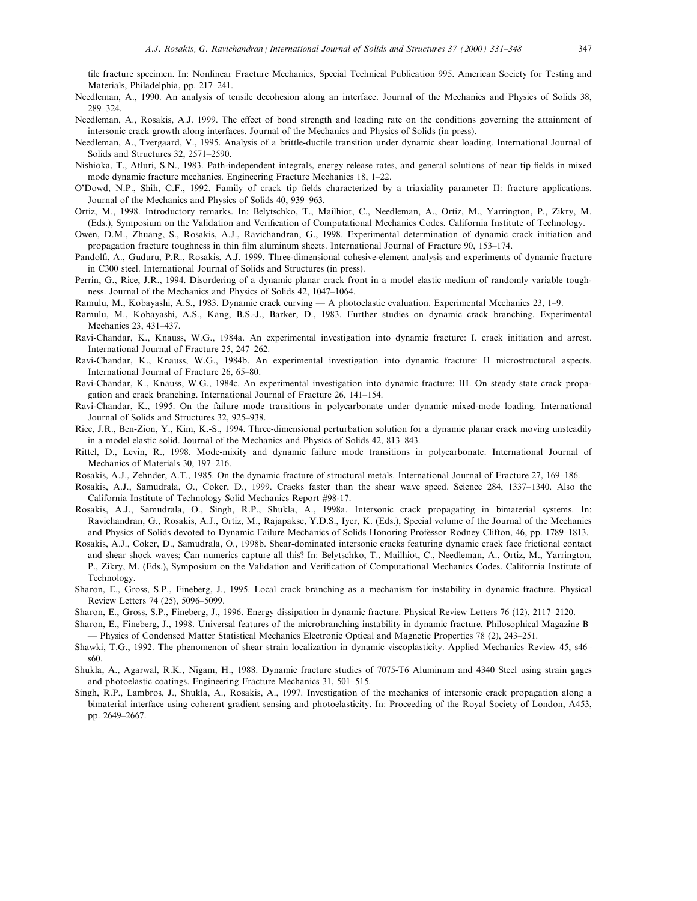tile fracture specimen. In: Nonlinear Fracture Mechanics, Special Technical Publication 995. American Society for Testing and Materials, Philadelphia, pp. 217–241.

Needleman, A., 1990. An analysis of tensile decohesion along an interface. Journal of the Mechanics and Physics of Solids 38, 289–324.

Needleman, A., Rosakis, A.J. 1999. The effect of bond strength and loading rate on the conditions governing the attainment of intersonic crack growth along interfaces. Journal of the Mechanics and Physics of Solids (in press).

Needleman, A., Tvergaard, V., 1995. Analysis of a brittle-ductile transition under dynamic shear loading. International Journal of Solids and Structures 32, 2571–2590.

Nishioka, T., Atluri, S.N., 1983. Path-independent integrals, energy release rates, and general solutions of near tip fields in mixed mode dynamic fracture mechanics. Engineering Fracture Mechanics 18, 1–22.

O'Dowd, N.P., Shih, C.F., 1992. Family of crack tip fields characterized by a triaxiality parameter II: fracture applications. Journal of the Mechanics and Physics of Solids 40, 939–963.

Ortiz, M., 1998. Introductory remarks. In: Belytschko, T., Mailhiot, C., Needleman, A., Ortiz, M., Yarrington, P., Zikry, M. (Eds.), Symposium on the Validation and Verification of Computational Mechanics Codes. California Institute of Technology.

Owen, D.M., Zhuang, S., Rosakis, A.J., Ravichandran, G., 1998. Experimental determination of dynamic crack initiation and propagation fracture toughness in thin film aluminum sheets. International Journal of Fracture 90, 153–174.

Pandolfi, A., Guduru, P.R., Rosakis, A.J. 1999. Three-dimensional cohesive-element analysis and experiments of dynamic fracture in C300 steel. International Journal of Solids and Structures (in press).

Perrin, G., Rice, J.R., 1994. Disordering of a dynamic planar crack front in a model elastic medium of randomly variable toughness. Journal of the Mechanics and Physics of Solids 42, 1047–1064.

Ramulu, M., Kobayashi, A.S., 1983. Dynamic crack curving — A photoelastic evaluation. Experimental Mechanics 23, 1–9.

Ramulu, M., Kobayashi, A.S., Kang, B.S.-J., Barker, D., 1983. Further studies on dynamic crack branching. Experimental Mechanics 23, 431–437.

Ravi-Chandar, K., Knauss, W.G., 1984a. An experimental investigation into dynamic fracture: I. crack initiation and arrest. International Journal of Fracture 25, 247–262.

Ravi-Chandar, K., Knauss, W.G., 1984b. An experimental investigation into dynamic fracture: II microstructural aspects. International Journal of Fracture 26, 65–80.

Ravi-Chandar, K., Knauss, W.G., 1984c. An experimental investigation into dynamic fracture: III. On steady state crack propagation and crack branching. International Journal of Fracture 26, 141–154.

Ravi-Chandar, K., 1995. On the failure mode transitions in polycarbonate under dynamic mixed-mode loading. International Journal of Solids and Structures 32, 925–938.

Rice, J.R., Ben-Zion, Y., Kim, K.-S., 1994. Three-dimensional perturbation solution for a dynamic planar crack moving unsteadily in a model elastic solid. Journal of the Mechanics and Physics of Solids 42, 813–843.

Rittel, D., Levin, R., 1998. Mode-mixity and dynamic failure mode transitions in polycarbonate. International Journal of Mechanics of Materials 30, 197–216.

Rosakis, A.J., Zehnder, A.T., 1985. On the dynamic fracture of structural metals. International Journal of Fracture 27, 169–186.

Rosakis, A.J., Samudrala, O., Coker, D., 1999. Cracks faster than the shear wave speed. Science 284, 1337–1340. Also the California Institute of Technology Solid Mechanics Report #98-17.

Rosakis, A.J., Samudrala, O., Singh, R.P., Shukla, A., 1998a. Intersonic crack propagating in bimaterial systems. In: Ravichandran, G., Rosakis, A.J., Ortiz, M., Rajapakse, Y.D.S., Iyer, K. (Eds.), Special volume of the Journal of the Mechanics and Physics of Solids devoted to Dynamic Failure Mechanics of Solids Honoring Professor Rodney Clifton, 46, pp. 1789–1813.

Rosakis, A.J., Coker, D., Samudrala, O., 1998b. Shear-dominated intersonic cracks featuring dynamic crack face frictional contact and shear shock waves; Can numerics capture all this? In: Belytschko, T., Mailhiot, C., Needleman, A., Ortiz, M., Yarrington, P., Zikry, M. (Eds.), Symposium on the Validation and Verification of Computational Mechanics Codes. California Institute of Technology.

Sharon, E., Gross, S.P., Fineberg, J., 1995. Local crack branching as a mechanism for instability in dynamic fracture. Physical Review Letters 74 (25), 5096–5099.

Sharon, E., Gross, S.P., Fineberg, J., 1996. Energy dissipation in dynamic fracture. Physical Review Letters 76 (12), 2117–2120.

Sharon, E., Fineberg, J., 1998. Universal features of the microbranching instability in dynamic fracture. Philosophical Magazine B — Physics of Condensed Matter Statistical Mechanics Electronic Optical and Magnetic Properties 78 (2), 243–251.

Shawki, T.G., 1992. The phenomenon of shear strain localization in dynamic viscoplasticity. Applied Mechanics Review 45, s46–s60.

Shukla, A., Agarwal, R.K., Nigam, H., 1988. Dynamic fracture studies of 7075-T6 Aluminum and 4340 Steel using strain gages and photoelastic coatings. Engineering Fracture Mechanics 31, 501–515.

Singh, R.P., Lambros, J., Shukla, A., Rosakis, A., 1997. Investigation of the mechanics of intersonic crack propagation along a bimaterial interface using coherent gradient sensing and photoelasticity. In: Proceeding of the Royal Society of London, A453, pp. 2649–2667.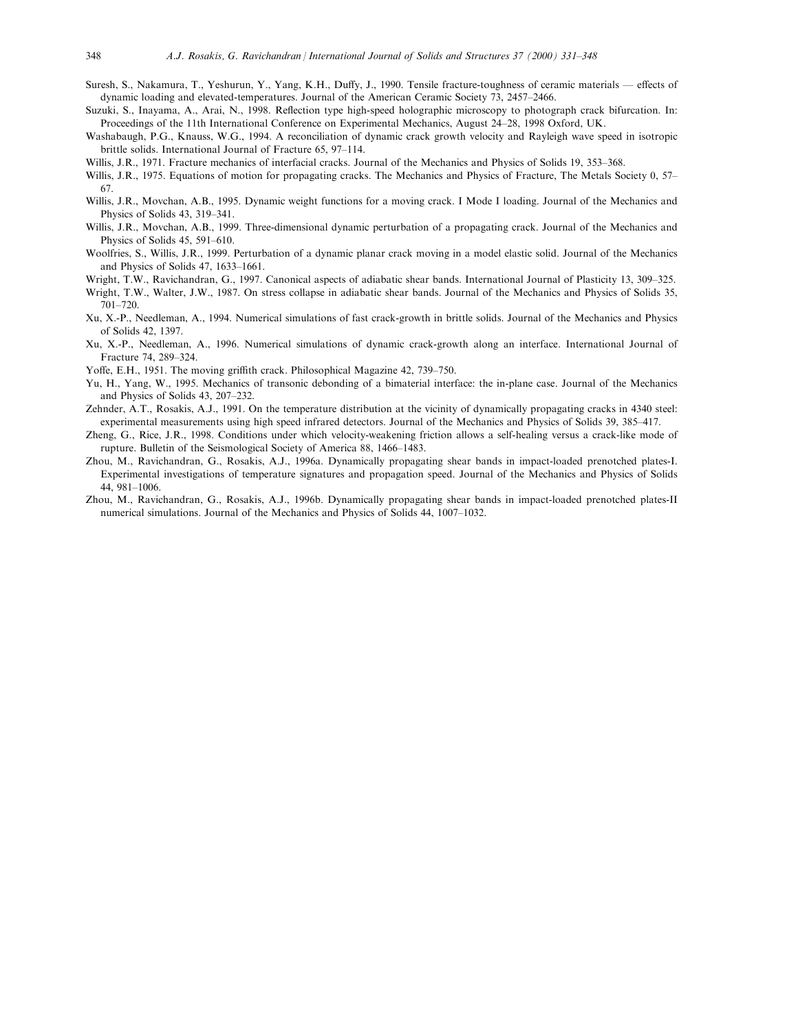Suresh, S., Nakamura, T., Yeshurun, Y., Yang, K.H., Duffy, J., 1990. Tensile fracture-toughness of ceramic materials — effects of dynamic loading and elevated-temperatures. Journal of the American Ceramic Society 73, 2457–2466.

Suzuki, S., Inayama, A., Arai, N., 1998. Reflection type high-speed holographic microscopy to photograph crack bifurcation. In: Proceedings of the 11th International Conference on Experimental Mechanics, August 24–28, 1998 Oxford, UK.

Washabaugh, P.G., Knauss, W.G., 1994. A reconciliation of dynamic crack growth velocity and Rayleigh wave speed in isotropic brittle solids. International Journal of Fracture 65, 97–114.

Willis, J.R., 1971. Fracture mechanics of interfacial cracks. Journal of the Mechanics and Physics of Solids 19, 353–368.

Willis, J.R., 1975. Equations of motion for propagating cracks. The Mechanics and Physics of Fracture, The Metals Society 0, 57–67.

Willis, J.R., Movchan, A.B., 1995. Dynamic weight functions for a moving crack. I Mode I loading. Journal of the Mechanics and Physics of Solids 43, 319–341.

Willis, J.R., Movchan, A.B., 1999. Three-dimensional dynamic perturbation of a propagating crack. Journal of the Mechanics and Physics of Solids 45, 591–610.

Woolfries, S., Willis, J.R., 1999. Perturbation of a dynamic planar crack moving in a model elastic solid. Journal of the Mechanics and Physics of Solids 47, 1633–1661.

Wright, T.W., Ravichandran, G., 1997. Canonical aspects of adiabatic shear bands. International Journal of Plasticity 13, 309–325.

Wright, T.W., Walter, J.W., 1987. On stress collapse in adiabatic shear bands. Journal of the Mechanics and Physics of Solids 35, 701–720.

Xu, X.-P., Needleman, A., 1994. Numerical simulations of fast crack-growth in brittle solids. Journal of the Mechanics and Physics of Solids 42, 1397.

Xu, X.-P., Needleman, A., 1996. Numerical simulations of dynamic crack-growth along an interface. International Journal of Fracture 74, 289–324.

Yoffe, E.H., 1951. The moving griffith crack. Philosophical Magazine 42, 739–750.

Yu, H., Yang, W., 1995. Mechanics of transonic debonding of a bimaterial interface: the in-plane case. Journal of the Mechanics and Physics of Solids 43, 207–232.

Zehnder, A.T., Rosakis, A.J., 1991. On the temperature distribution at the vicinity of dynamically propagating cracks in 4340 steel: experimental measurements using high speed infrared detectors. Journal of the Mechanics and Physics of Solids 39, 385–417.

Zheng, G., Rice, J.R., 1998. Conditions under which velocity-weakening friction allows a self-healing versus a crack-like mode of rupture. Bulletin of the Seismological Society of America 88, 1466–1483.

Zhou, M., Ravichandran, G., Rosakis, A.J., 1996a. Dynamically propagating shear bands in impact-loaded prenotched plates-I. Experimental investigations of temperature signatures and propagation speed. Journal of the Mechanics and Physics of Solids 44, 981–1006.

Zhou, M., Ravichandran, G., Rosakis, A.J., 1996b. Dynamically propagating shear bands in impact-loaded prenotched plates-II numerical simulations. Journal of the Mechanics and Physics of Solids 44, 1007–1032.